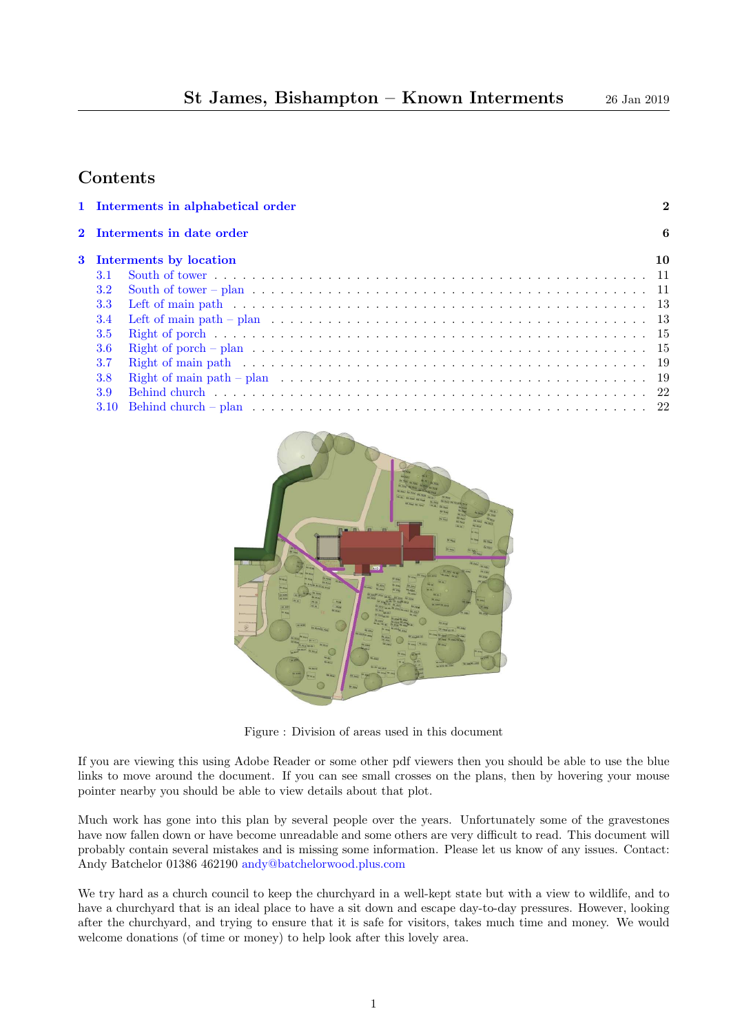# St James, Bishampton – Known Interments

26 Jan 2019

## Contents

1 Interments in alphabetical order ..... 2

2 Interments in date order ..... 6

3 Interments by location ..... 10
- 3.1 South of tower ..... 11
- 3.2 South of tower – plan ..... 11
- 3.3 Left of main path ..... 13
- 3.4 Left of main path – plan ..... 13
- 3.5 Right of porch ..... 15
- 3.6 Right of porch – plan ..... 15
- 3.7 Right of main path ..... 19
- 3.8 Right of main path – plan ..... 19
- 3.9 Behind church ..... 22
- 3.10 Behind church – plan ..... 22

Figure : Division of areas used in this document

If you are viewing this using Adobe Reader or some other pdf viewers then you should be able to use the blue links to move around the document. If you can see small crosses on the plans, then by hovering your mouse pointer nearby you should be able to view details about that plot.

Much work has gone into this plan by several people over the years. Unfortunately some of the gravestones have now fallen down or have become unreadable and some others are very difficult to read. This document will probably contain several mistakes and is missing some information. Please let us know of any issues. Contact: Andy Batchelor 01386 462190 andy@batchelorwood.plus.com

We try hard as a church council to keep the churchyard in a well-kept state but with a view to wildlife, and to have a churchyard that is an ideal place to have a sit down and escape day-to-day pressures. However, looking after the churchyard, and trying to ensure that it is safe for visitors, takes much time and money. We would welcome donations (of time or money) to help look after this lovely area.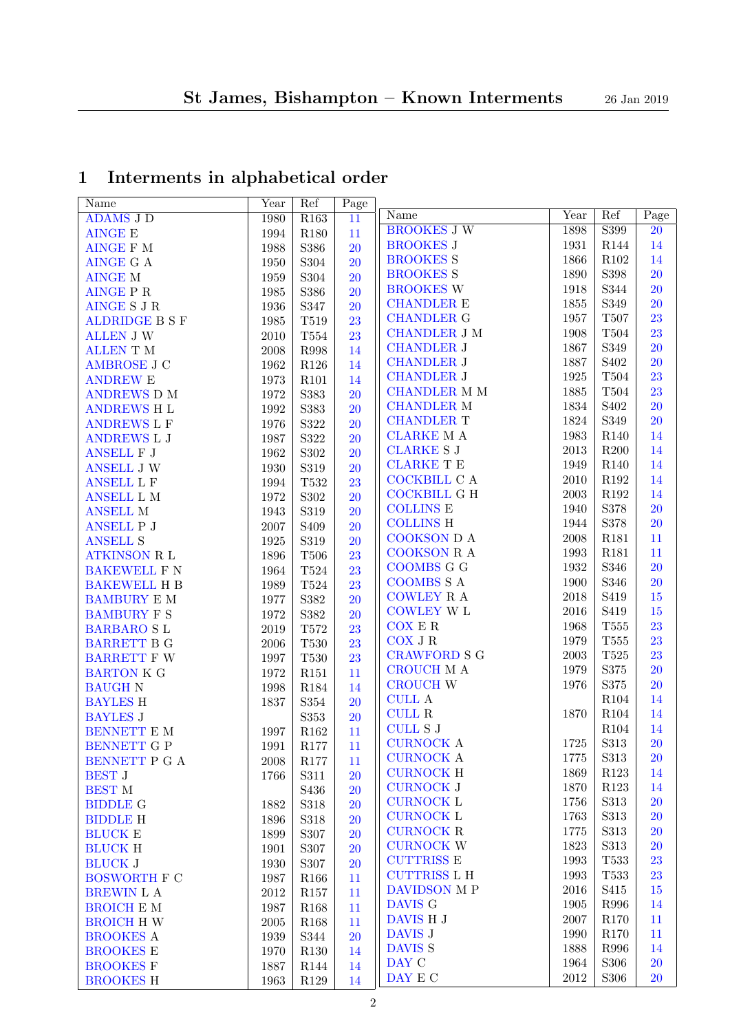## 1 Interments in alphabetical order

| Name | Year | Ref | Page |
|---|---|---|---|
| ADAMS J D | 1980 | R163 | 11 |
| AINGE E | 1994 | R180 | 11 |
| AINGE F M | 1988 | S386 | 20 |
| AINGE G A | 1950 | S304 | 20 |
| AINGE M | 1959 | S304 | 20 |
| AINGE P R | 1985 | S386 | 20 |
| AINGE S J R | 1936 | S347 | 20 |
| ALDRIDGE B S F | 1985 | T519 | 23 |
| ALLEN J W | 2010 | T554 | 23 |
| ALLEN T M | 2008 | R998 | 14 |
| AMBROSE J C | 1962 | R126 | 14 |
| ANDREW E | 1973 | R101 | 14 |
| ANDREWS D M | 1972 | S383 | 20 |
| ANDREWS H L | 1992 | S383 | 20 |
| ANDREWS L F | 1976 | S322 | 20 |
| ANDREWS L J | 1987 | S322 | 20 |
| ANSELL F J | 1962 | S302 | 20 |
| ANSELL J W | 1930 | S319 | 20 |
| ANSELL L F | 1994 | T532 | 23 |
| ANSELL L M | 1972 | S302 | 20 |
| ANSELL M | 1943 | S319 | 20 |
| ANSELL P J | 2007 | S409 | 20 |
| ANSELL S | 1925 | S319 | 20 |
| ATKINSON R L | 1896 | T506 | 23 |
| BAKEWELL F N | 1964 | T524 | 23 |
| BAKEWELL H B | 1989 | T524 | 23 |
| BAMBURY E M | 1977 | S382 | 20 |
| BAMBURY F S | 1972 | S382 | 20 |
| BARBARO S L | 2019 | T572 | 23 |
| BARRETT B G | 2006 | T530 | 23 |
| BARRETT F W | 1997 | T530 | 23 |
| BARTON K G | 1972 | R151 | 11 |
| BAUGH N | 1998 | R184 | 14 |
| BAYLES H | 1837 | S354 | 20 |
| BAYLES J | | S353 | 20 |
| BENNETT E M | 1997 | R162 | 11 |
| BENNETT G P | 1991 | R177 | 11 |
| BENNETT P G A | 2008 | R177 | 11 |
| BEST J | 1766 | S311 | 20 |
| BEST M | | S436 | 20 |
| BIDDLE G | 1882 | S318 | 20 |
| BIDDLE H | 1896 | S318 | 20 |
| BLUCK E | 1899 | S307 | 20 |
| BLUCK H | 1901 | S307 | 20 |
| BLUCK J | 1930 | S307 | 20 |
| BOSWORTH F C | 1987 | R166 | 11 |
| BREWIN L A | 2012 | R157 | 11 |
| BROICH E M | 1987 | R168 | 11 |
| BROICH H W | 2005 | R168 | 11 |
| BROOKES A | 1939 | S344 | 20 |
| BROOKES E | 1970 | R130 | 14 |
| BROOKES F | 1887 | R144 | 14 |
| BROOKES H | 1963 | R129 | 14 |
| BROOKES J W | 1898 | S399 | 20 |
| BROOKES J | 1931 | R144 | 14 |
| BROOKES S | 1866 | R102 | 14 |
| BROOKES S | 1890 | S398 | 20 |
| BROOKES W | 1918 | S344 | 20 |
| CHANDLER E | 1855 | S349 | 20 |
| CHANDLER G | 1957 | T507 | 23 |
| CHANDLER J M | 1908 | T504 | 23 |
| CHANDLER J | 1867 | S349 | 20 |
| CHANDLER J | 1887 | S402 | 20 |
| CHANDLER J | 1925 | T504 | 23 |
| CHANDLER M M | 1885 | T504 | 23 |
| CHANDLER M | 1834 | S402 | 20 |
| CHANDLER T | 1824 | S349 | 20 |
| CLARKE M A | 1983 | R140 | 14 |
| CLARKE S J | 2013 | R200 | 14 |
| CLARKE T E | 1949 | R140 | 14 |
| COCKBILL C A | 2010 | R192 | 14 |
| COCKBILL G H | 2003 | R192 | 14 |
| COLLINS E | 1940 | S378 | 20 |
| COLLINS H | 1944 | S378 | 20 |
| COOKSON D A | 2008 | R181 | 11 |
| COOKSON R A | 1993 | R181 | 11 |
| COOMBS G G | 1932 | S346 | 20 |
| COOMBS S A | 1900 | S346 | 20 |
| COWLEY R A | 2018 | S419 | 15 |
| COWLEY W L | 2016 | S419 | 15 |
| COX E R | 1968 | T555 | 23 |
| COX J R | 1979 | T555 | 23 |
| CRAWFORD S G | 2003 | T525 | 23 |
| CROUCH M A | 1979 | S375 | 20 |
| CROUCH W | 1976 | S375 | 20 |
| CULL A | | R104 | 14 |
| CULL R | 1870 | R104 | 14 |
| CULL S J | | R104 | 14 |
| CURNOCK A | 1725 | S313 | 20 |
| CURNOCK A | 1775 | S313 | 20 |
| CURNOCK H | 1869 | R123 | 14 |
| CURNOCK J | 1870 | R123 | 14 |
| CURNOCK L | 1756 | S313 | 20 |
| CURNOCK L | 1763 | S313 | 20 |
| CURNOCK R | 1775 | S313 | 20 |
| CURNOCK W | 1823 | S313 | 20 |
| CUTTRISS E | 1993 | T533 | 23 |
| CUTTRISS L H | 1993 | T533 | 23 |
| DAVIDSON M P | 2016 | S415 | 15 |
| DAVIS G | 1905 | R996 | 14 |
| DAVIS H J | 2007 | R170 | 11 |
| DAVIS J | 1990 | R170 | 11 |
| DAVIS S | 1888 | R996 | 14 |
| DAY C | 1964 | S306 | 20 |
| DAY E C | 2012 | S306 | 20 |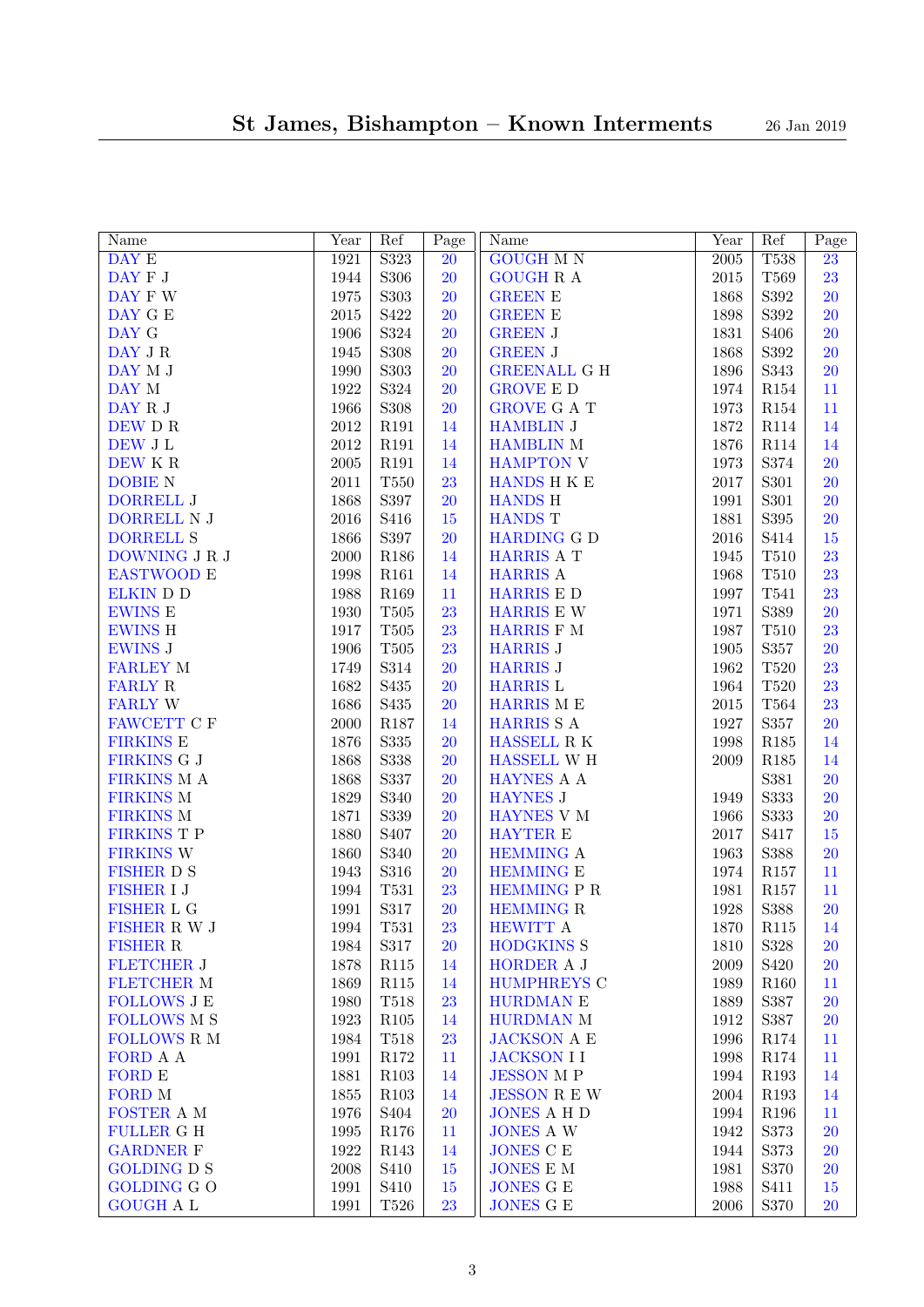# St James, Bishampton – Known Interments

26 Jan 2019

| Name | Year | Ref | Page |
|---|---|---|---|
| DAY E | 1921 | S323 | 20 |
| DAY F J | 1944 | S306 | 20 |
| DAY F W | 1975 | S303 | 20 |
| DAY G E | 2015 | S422 | 20 |
| DAY G | 1906 | S324 | 20 |
| DAY J R | 1945 | S308 | 20 |
| DAY M J | 1990 | S303 | 20 |
| DAY M | 1922 | S324 | 20 |
| DAY R J | 1966 | S308 | 20 |
| DEW D R | 2012 | R191 | 14 |
| DEW J L | 2012 | R191 | 14 |
| DEW K R | 2005 | R191 | 14 |
| DOBIE N | 2011 | T550 | 23 |
| DORRELL J | 1868 | S397 | 20 |
| DORRELL N J | 2016 | S416 | 15 |
| DORRELL S | 1866 | S397 | 20 |
| DOWNING J R J | 2000 | R186 | 14 |
| EASTWOOD E | 1998 | R161 | 14 |
| ELKIN D D | 1988 | R169 | 11 |
| EWINS E | 1930 | T505 | 23 |
| EWINS H | 1917 | T505 | 23 |
| EWINS J | 1906 | T505 | 23 |
| FARLEY M | 1749 | S314 | 20 |
| FARLY R | 1682 | S435 | 20 |
| FARLY W | 1686 | S435 | 20 |
| FAWCETT C F | 2000 | R187 | 14 |
| FIRKINS E | 1876 | S335 | 20 |
| FIRKINS G J | 1868 | S338 | 20 |
| FIRKINS M A | 1868 | S337 | 20 |
| FIRKINS M | 1829 | S340 | 20 |
| FIRKINS M | 1871 | S339 | 20 |
| FIRKINS T P | 1880 | S407 | 20 |
| FIRKINS W | 1860 | S340 | 20 |
| FISHER D S | 1943 | S316 | 20 |
| FISHER I J | 1994 | T531 | 23 |
| FISHER L G | 1991 | S317 | 20 |
| FISHER R W J | 1994 | T531 | 23 |
| FISHER R | 1984 | S317 | 20 |
| FLETCHER J | 1878 | R115 | 14 |
| FLETCHER M | 1869 | R115 | 14 |
| FOLLOWS J E | 1980 | T518 | 23 |
| FOLLOWS M S | 1923 | R105 | 14 |
| FOLLOWS R M | 1984 | T518 | 23 |
| FORD A A | 1991 | R172 | 11 |
| FORD E | 1881 | R103 | 14 |
| FORD M | 1855 | R103 | 14 |
| FOSTER A M | 1976 | S404 | 20 |
| FULLER G H | 1995 | R176 | 11 |
| GARDNER F | 1922 | R143 | 14 |
| GOLDING D S | 2008 | S410 | 15 |
| GOLDING G O | 1991 | S410 | 15 |
| GOUGH A L | 1991 | T526 | 23 |
| GOUGH M N | 2005 | T538 | 23 |
| GOUGH R A | 2015 | T569 | 23 |
| GREEN E | 1868 | S392 | 20 |
| GREEN E | 1898 | S392 | 20 |
| GREEN J | 1831 | S406 | 20 |
| GREEN J | 1868 | S392 | 20 |
| GREENALL G H | 1896 | S343 | 20 |
| GROVE E D | 1974 | R154 | 11 |
| GROVE G A T | 1973 | R154 | 11 |
| HAMBLIN J | 1872 | R114 | 14 |
| HAMBLIN M | 1876 | R114 | 14 |
| HAMPTON V | 1973 | S374 | 20 |
| HANDS H K E | 2017 | S301 | 20 |
| HANDS H | 1991 | S301 | 20 |
| HANDS T | 1881 | S395 | 20 |
| HARDING G D | 2016 | S414 | 15 |
| HARRIS A T | 1945 | T510 | 23 |
| HARRIS A | 1968 | T510 | 23 |
| HARRIS E D | 1997 | T541 | 23 |
| HARRIS E W | 1971 | S389 | 20 |
| HARRIS F M | 1987 | T510 | 23 |
| HARRIS J | 1905 | S357 | 20 |
| HARRIS J | 1962 | T520 | 23 |
| HARRIS L | 1964 | T520 | 23 |
| HARRIS M E | 2015 | T564 | 23 |
| HARRIS S A | 1927 | S357 | 20 |
| HASSELL R K | 1998 | R185 | 14 |
| HASSELL W H | 2009 | R185 | 14 |
| HAYNES A A | | S381 | 20 |
| HAYNES J | 1949 | S333 | 20 |
| HAYNES V M | 1966 | S333 | 20 |
| HAYTER E | 2017 | S417 | 15 |
| HEMMING A | 1963 | S388 | 20 |
| HEMMING E | 1974 | R157 | 11 |
| HEMMING P R | 1981 | R157 | 11 |
| HEMMING R | 1928 | S388 | 20 |
| HEWITT A | 1870 | R115 | 14 |
| HODGKINS S | 1810 | S328 | 20 |
| HORDER A J | 2009 | S420 | 20 |
| HUMPHREYS C | 1989 | R160 | 11 |
| HURDMAN E | 1889 | S387 | 20 |
| HURDMAN M | 1912 | S387 | 20 |
| JACKSON A E | 1996 | R174 | 11 |
| JACKSON I I | 1998 | R174 | 11 |
| JESSON M P | 1994 | R193 | 14 |
| JESSON R E W | 2004 | R193 | 14 |
| JONES A H D | 1994 | R196 | 11 |
| JONES A W | 1942 | S373 | 20 |
| JONES C E | 1944 | S373 | 20 |
| JONES E M | 1981 | S370 | 20 |
| JONES G E | 1988 | S411 | 15 |
| JONES G E | 2006 | S370 | 20 |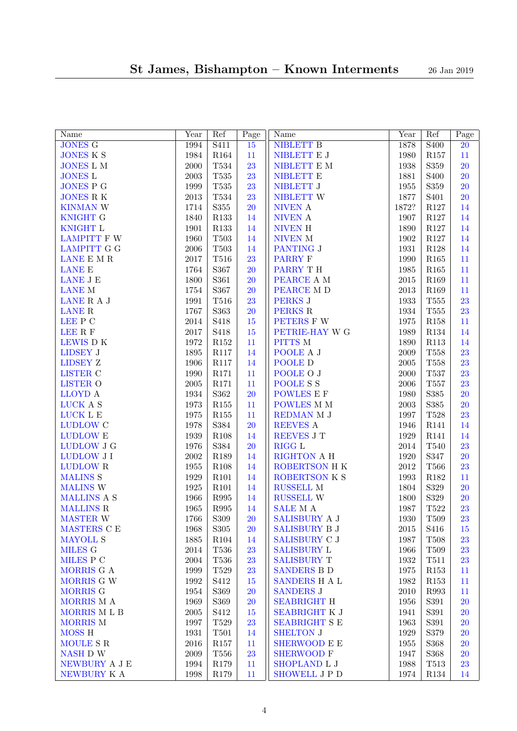| Name | Year | Ref | Page |
|---|---|---|---|
| JONES G | 1994 | S411 | 15 |
| JONES K S | 1984 | R164 | 11 |
| JONES L M | 2000 | T534 | 23 |
| JONES L | 2003 | T535 | 23 |
| JONES P G | 1999 | T535 | 23 |
| JONES R K | 2013 | T534 | 23 |
| KINMAN W | 1714 | S355 | 20 |
| KNIGHT G | 1840 | R133 | 14 |
| KNIGHT L | 1901 | R133 | 14 |
| LAMPITT F W | 1960 | T503 | 14 |
| LAMPITT G G | 2006 | T503 | 14 |
| LANE E M R | 2017 | T516 | 23 |
| LANE E | 1764 | S367 | 20 |
| LANE J E | 1800 | S361 | 20 |
| LANE M | 1754 | S367 | 20 |
| LANE R A J | 1991 | T516 | 23 |
| LANE R | 1767 | S363 | 20 |
| LEE P C | 2014 | S418 | 15 |
| LEE R F | 2017 | S418 | 15 |
| LEWIS D K | 1972 | R152 | 11 |
| LIDSEY J | 1895 | R117 | 14 |
| LIDSEY Z | 1906 | R117 | 14 |
| LISTER C | 1990 | R171 | 11 |
| LISTER O | 2005 | R171 | 11 |
| LLOYD A | 1934 | S362 | 20 |
| LUCK A S | 1973 | R155 | 11 |
| LUCK L E | 1975 | R155 | 11 |
| LUDLOW C | 1978 | S384 | 20 |
| LUDLOW E | 1939 | R108 | 14 |
| LUDLOW J G | 1976 | S384 | 20 |
| LUDLOW J I | 2002 | R189 | 14 |
| LUDLOW R | 1955 | R108 | 14 |
| MALINS S | 1929 | R101 | 14 |
| MALINS W | 1925 | R101 | 14 |
| MALLINS A S | 1966 | R995 | 14 |
| MALLINS R | 1965 | R995 | 14 |
| MASTER W | 1766 | S309 | 20 |
| MASTERS C E | 1968 | S305 | 20 |
| MAYOLL S | 1885 | R104 | 14 |
| MILES G | 2014 | T536 | 23 |
| MILES P C | 2004 | T536 | 23 |
| MORRIS G A | 1999 | T529 | 23 |
| MORRIS G W | 1992 | S412 | 15 |
| MORRIS G | 1954 | S369 | 20 |
| MORRIS M A | 1969 | S369 | 20 |
| MORRIS M L B | 2005 | S412 | 15 |
| MORRIS M | 1997 | T529 | 23 |
| MOSS H | 1931 | T501 | 14 |
| MOULE S R | 2016 | R157 | 11 |
| NASH D W | 2009 | T556 | 23 |
| NEWBURY A J E | 1994 | R179 | 11 |
| NEWBURY K A | 1998 | R179 | 11 |
| NIBLETT B | 1878 | S400 | 20 |
| NIBLETT E J | 1980 | R157 | 11 |
| NIBLETT E M | 1938 | S359 | 20 |
| NIBLETT E | 1881 | S400 | 20 |
| NIBLETT J | 1955 | S359 | 20 |
| NIBLETT W | 1877 | S401 | 20 |
| NIVEN A | 1872? | R127 | 14 |
| NIVEN A | 1907 | R127 | 14 |
| NIVEN H | 1890 | R127 | 14 |
| NIVEN M | 1902 | R127 | 14 |
| PANTING J | 1931 | R128 | 14 |
| PARRY F | 1990 | R165 | 11 |
| PARRY T H | 1985 | R165 | 11 |
| PEARCE A M | 2015 | R169 | 11 |
| PEARCE M D | 2013 | R169 | 11 |
| PERKS J | 1933 | T555 | 23 |
| PERKS R | 1934 | T555 | 23 |
| PETERS F W | 1975 | R158 | 11 |
| PETRIE-HAY W G | 1989 | R134 | 14 |
| PITTS M | 1890 | R113 | 14 |
| POOLE A J | 2009 | T558 | 23 |
| POOLE D | 2005 | T558 | 23 |
| POOLE O J | 2000 | T537 | 23 |
| POOLE S S | 2006 | T557 | 23 |
| POWLES E F | 1980 | S385 | 20 |
| POWLES M M | 2003 | S385 | 20 |
| REDMAN M J | 1997 | T528 | 23 |
| REEVES A | 1946 | R141 | 14 |
| REEVES J T | 1929 | R141 | 14 |
| RIGG L | 2014 | T540 | 23 |
| RIGHTON A H | 1920 | S347 | 20 |
| ROBERTSON H K | 2012 | T566 | 23 |
| ROBERTSON K S | 1993 | R182 | 11 |
| RUSSELL M | 1804 | S329 | 20 |
| RUSSELL W | 1800 | S329 | 20 |
| SALE M A | 1987 | T522 | 23 |
| SALISBURY A J | 1930 | T509 | 23 |
| SALISBURY B J | 2015 | S416 | 15 |
| SALISBURY C J | 1987 | T508 | 23 |
| SALISBURY L | 1966 | T509 | 23 |
| SALISBURY T | 1932 | T511 | 23 |
| SANDERS B D | 1975 | R153 | 11 |
| SANDERS H A L | 1982 | R153 | 11 |
| SANDERS J | 2010 | R993 | 11 |
| SEABRIGHT H | 1956 | S391 | 20 |
| SEABRIGHT K J | 1941 | S391 | 20 |
| SEABRIGHT S E | 1963 | S391 | 20 |
| SHELTON J | 1929 | S379 | 20 |
| SHERWOOD E E | 1955 | S368 | 20 |
| SHERWOOD F | 1947 | S368 | 20 |
| SHOPLAND L J | 1988 | T513 | 23 |
| SHOWELL J P D | 1974 | R134 | 14 |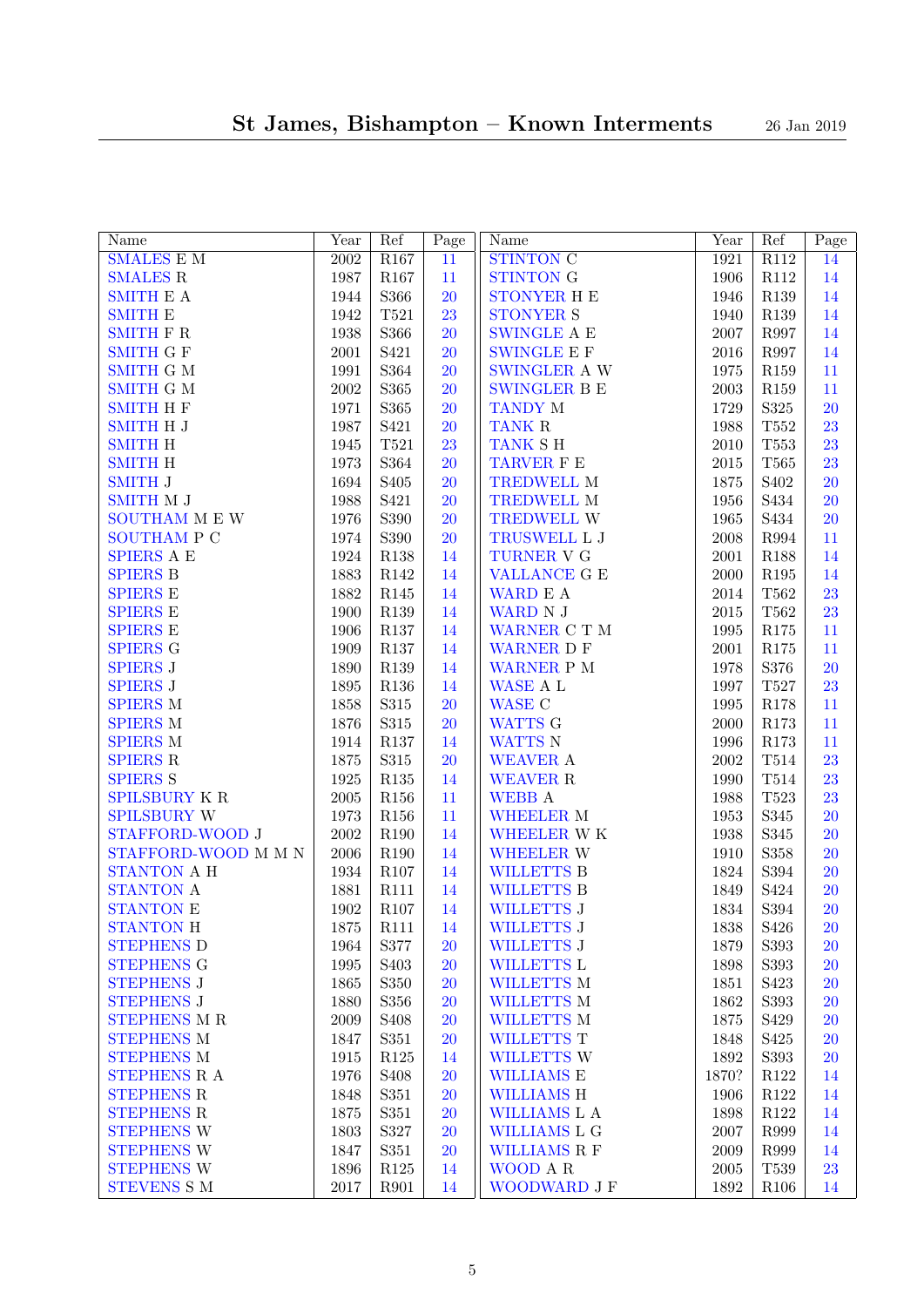| Name | Year | Ref | Page |
|---|---|---|---|
| SMALES E M | 2002 | R167 | 11 |
| SMALES R | 1987 | R167 | 11 |
| SMITH E A | 1944 | S366 | 20 |
| SMITH E | 1942 | T521 | 23 |
| SMITH F R | 1938 | S366 | 20 |
| SMITH G F | 2001 | S421 | 20 |
| SMITH G M | 1991 | S364 | 20 |
| SMITH G M | 2002 | S365 | 20 |
| SMITH H F | 1971 | S365 | 20 |
| SMITH H J | 1987 | S421 | 20 |
| SMITH H | 1945 | T521 | 23 |
| SMITH H | 1973 | S364 | 20 |
| SMITH J | 1694 | S405 | 20 |
| SMITH M J | 1988 | S421 | 20 |
| SOUTHAM M E W | 1976 | S390 | 20 |
| SOUTHAM P C | 1974 | S390 | 20 |
| SPIERS A E | 1924 | R138 | 14 |
| SPIERS B | 1883 | R142 | 14 |
| SPIERS E | 1882 | R145 | 14 |
| SPIERS E | 1900 | R139 | 14 |
| SPIERS E | 1906 | R137 | 14 |
| SPIERS G | 1909 | R137 | 14 |
| SPIERS J | 1890 | R139 | 14 |
| SPIERS J | 1895 | R136 | 14 |
| SPIERS M | 1858 | S315 | 20 |
| SPIERS M | 1876 | S315 | 20 |
| SPIERS M | 1914 | R137 | 14 |
| SPIERS R | 1875 | S315 | 20 |
| SPIERS S | 1925 | R135 | 14 |
| SPILSBURY K R | 2005 | R156 | 11 |
| SPILSBURY W | 1973 | R156 | 11 |
| STAFFORD-WOOD J | 2002 | R190 | 14 |
| STAFFORD-WOOD M M N | 2006 | R190 | 14 |
| STANTON A H | 1934 | R107 | 14 |
| STANTON A | 1881 | R111 | 14 |
| STANTON E | 1902 | R107 | 14 |
| STANTON H | 1875 | R111 | 14 |
| STEPHENS D | 1964 | S377 | 20 |
| STEPHENS G | 1995 | S403 | 20 |
| STEPHENS J | 1865 | S350 | 20 |
| STEPHENS J | 1880 | S356 | 20 |
| STEPHENS M R | 2009 | S408 | 20 |
| STEPHENS M | 1847 | S351 | 20 |
| STEPHENS M | 1915 | R125 | 14 |
| STEPHENS R A | 1976 | S408 | 20 |
| STEPHENS R | 1848 | S351 | 20 |
| STEPHENS R | 1875 | S351 | 20 |
| STEPHENS W | 1803 | S327 | 20 |
| STEPHENS W | 1847 | S351 | 20 |
| STEPHENS W | 1896 | R125 | 14 |
| STEVENS S M | 2017 | R901 | 14 |
| STINTON C | 1921 | R112 | 14 |
| STINTON G | 1906 | R112 | 14 |
| STONYER H E | 1946 | R139 | 14 |
| STONYER S | 1940 | R139 | 14 |
| SWINGLE A E | 2007 | R997 | 14 |
| SWINGLE E F | 2016 | R997 | 14 |
| SWINGLER A W | 1975 | R159 | 11 |
| SWINGLER B E | 2003 | R159 | 11 |
| TANDY M | 1729 | S325 | 20 |
| TANK R | 1988 | T552 | 23 |
| TANK S H | 2010 | T553 | 23 |
| TARVER F E | 2015 | T565 | 23 |
| TREDWELL M | 1875 | S402 | 20 |
| TREDWELL M | 1956 | S434 | 20 |
| TREDWELL W | 1965 | S434 | 20 |
| TRUSWELL L J | 2008 | R994 | 11 |
| TURNER V G | 2001 | R188 | 14 |
| VALLANCE G E | 2000 | R195 | 14 |
| WARD E A | 2014 | T562 | 23 |
| WARD N J | 2015 | T562 | 23 |
| WARNER C T M | 1995 | R175 | 11 |
| WARNER D F | 2001 | R175 | 11 |
| WARNER P M | 1978 | S376 | 20 |
| WASE A L | 1997 | T527 | 23 |
| WASE C | 1995 | R178 | 11 |
| WATTS G | 2000 | R173 | 11 |
| WATTS N | 1996 | R173 | 11 |
| WEAVER A | 2002 | T514 | 23 |
| WEAVER R | 1990 | T514 | 23 |
| WEBB A | 1988 | T523 | 23 |
| WHEELER M | 1953 | S345 | 20 |
| WHEELER W K | 1938 | S345 | 20 |
| WHEELER W | 1910 | S358 | 20 |
| WILLETTS B | 1824 | S394 | 20 |
| WILLETTS B | 1849 | S424 | 20 |
| WILLETTS J | 1834 | S394 | 20 |
| WILLETTS J | 1838 | S426 | 20 |
| WILLETTS J | 1879 | S393 | 20 |
| WILLETTS L | 1898 | S393 | 20 |
| WILLETTS M | 1851 | S423 | 20 |
| WILLETTS M | 1862 | S393 | 20 |
| WILLETTS M | 1875 | S429 | 20 |
| WILLETTS T | 1848 | S425 | 20 |
| WILLETTS W | 1892 | S393 | 20 |
| WILLIAMS E | 1870? | R122 | 14 |
| WILLIAMS H | 1906 | R122 | 14 |
| WILLIAMS L A | 1898 | R122 | 14 |
| WILLIAMS L G | 2007 | R999 | 14 |
| WILLIAMS R F | 2009 | R999 | 14 |
| WOOD A R | 2005 | T539 | 23 |
| WOODWARD J F | 1892 | R106 | 14 |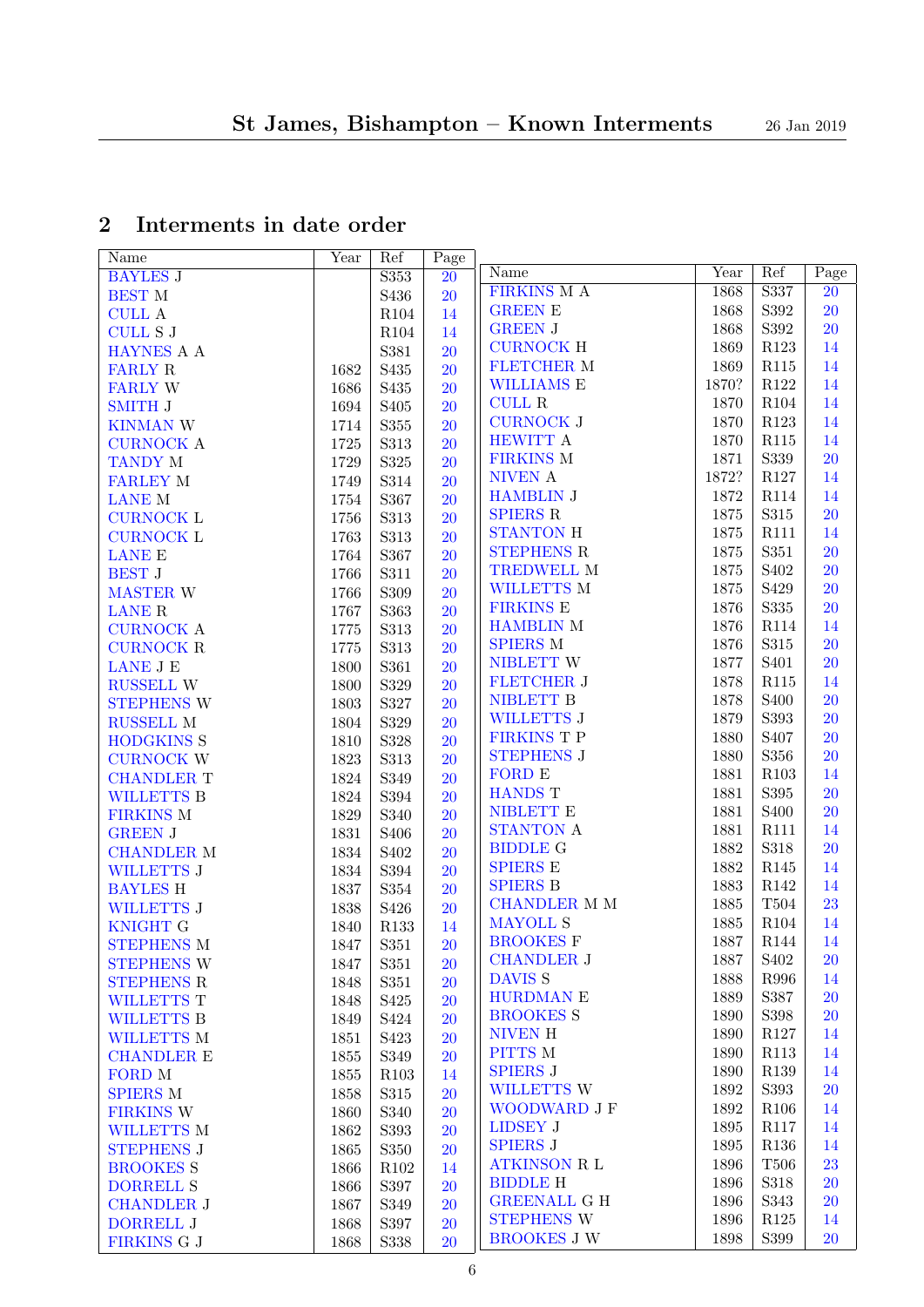## 2 Interments in date order

| Name | Year | Ref | Page |
|---|---|---|---|
| BAYLES J | | S353 | 20 |
| BEST M | | S436 | 20 |
| CULL A | | R104 | 14 |
| CULL S J | | R104 | 14 |
| HAYNES A A | | S381 | 20 |
| FARLY R | 1682 | S435 | 20 |
| FARLY W | 1686 | S435 | 20 |
| SMITH J | 1694 | S405 | 20 |
| KINMAN W | 1714 | S355 | 20 |
| CURNOCK A | 1725 | S313 | 20 |
| TANDY M | 1729 | S325 | 20 |
| FARLEY M | 1749 | S314 | 20 |
| LANE M | 1754 | S367 | 20 |
| CURNOCK L | 1756 | S313 | 20 |
| CURNOCK L | 1763 | S313 | 20 |
| LANE E | 1764 | S367 | 20 |
| BEST J | 1766 | S311 | 20 |
| MASTER W | 1766 | S309 | 20 |
| LANE R | 1767 | S363 | 20 |
| CURNOCK A | 1775 | S313 | 20 |
| CURNOCK R | 1775 | S313 | 20 |
| LANE J E | 1800 | S361 | 20 |
| RUSSELL W | 1800 | S329 | 20 |
| STEPHENS W | 1803 | S327 | 20 |
| RUSSELL M | 1804 | S329 | 20 |
| HODGKINS S | 1810 | S328 | 20 |
| CURNOCK W | 1823 | S313 | 20 |
| CHANDLER T | 1824 | S349 | 20 |
| WILLETTS B | 1824 | S394 | 20 |
| FIRKINS M | 1829 | S340 | 20 |
| GREEN J | 1831 | S406 | 20 |
| CHANDLER M | 1834 | S402 | 20 |
| WILLETTS J | 1834 | S394 | 20 |
| BAYLES H | 1837 | S354 | 20 |
| WILLETTS J | 1838 | S426 | 20 |
| KNIGHT G | 1840 | R133 | 14 |
| STEPHENS M | 1847 | S351 | 20 |
| STEPHENS W | 1847 | S351 | 20 |
| STEPHENS R | 1848 | S351 | 20 |
| WILLETTS T | 1848 | S425 | 20 |
| WILLETTS B | 1849 | S424 | 20 |
| WILLETTS M | 1851 | S423 | 20 |
| CHANDLER E | 1855 | S349 | 20 |
| FORD M | 1855 | R103 | 14 |
| SPIERS M | 1858 | S315 | 20 |
| FIRKINS W | 1860 | S340 | 20 |
| WILLETTS M | 1862 | S393 | 20 |
| STEPHENS J | 1865 | S350 | 20 |
| BROOKES S | 1866 | R102 | 14 |
| DORRELL S | 1866 | S397 | 20 |
| CHANDLER J | 1867 | S349 | 20 |
| DORRELL J | 1868 | S397 | 20 |
| FIRKINS G J | 1868 | S338 | 20 |
| FIRKINS M A | 1868 | S337 | 20 |
| GREEN E | 1868 | S392 | 20 |
| GREEN J | 1868 | S392 | 20 |
| CURNOCK H | 1869 | R123 | 14 |
| FLETCHER M | 1869 | R115 | 14 |
| WILLIAMS E | 1870? | R122 | 14 |
| CULL R | 1870 | R104 | 14 |
| CURNOCK J | 1870 | R123 | 14 |
| HEWITT A | 1870 | R115 | 14 |
| FIRKINS M | 1871 | S339 | 20 |
| NIVEN A | 1872? | R127 | 14 |
| HAMBLIN J | 1872 | R114 | 14 |
| SPIERS R | 1875 | S315 | 20 |
| STANTON H | 1875 | R111 | 14 |
| STEPHENS R | 1875 | S351 | 20 |
| TREDWELL M | 1875 | S402 | 20 |
| WILLETTS M | 1875 | S429 | 20 |
| FIRKINS E | 1876 | S335 | 20 |
| HAMBLIN M | 1876 | R114 | 14 |
| SPIERS M | 1876 | S315 | 20 |
| NIBLETT W | 1877 | S401 | 20 |
| FLETCHER J | 1878 | R115 | 14 |
| NIBLETT B | 1878 | S400 | 20 |
| WILLETTS J | 1879 | S393 | 20 |
| FIRKINS T P | 1880 | S407 | 20 |
| STEPHENS J | 1880 | S356 | 20 |
| FORD E | 1881 | R103 | 14 |
| HANDS T | 1881 | S395 | 20 |
| NIBLETT E | 1881 | S400 | 20 |
| STANTON A | 1881 | R111 | 14 |
| BIDDLE G | 1882 | S318 | 20 |
| SPIERS E | 1882 | R145 | 14 |
| SPIERS B | 1883 | R142 | 14 |
| CHANDLER M M | 1885 | T504 | 23 |
| MAYOLL S | 1885 | R104 | 14 |
| BROOKES F | 1887 | R144 | 14 |
| CHANDLER J | 1887 | S402 | 20 |
| DAVIS S | 1888 | R996 | 14 |
| HURDMAN E | 1889 | S387 | 20 |
| BROOKES S | 1890 | S398 | 20 |
| NIVEN H | 1890 | R127 | 14 |
| PITTS M | 1890 | R113 | 14 |
| SPIERS J | 1890 | R139 | 14 |
| WILLETTS W | 1892 | S393 | 20 |
| WOODWARD J F | 1892 | R106 | 14 |
| LIDSEY J | 1895 | R117 | 14 |
| SPIERS J | 1895 | R136 | 14 |
| ATKINSON R L | 1896 | T506 | 23 |
| BIDDLE H | 1896 | S318 | 20 |
| GREENALL G H | 1896 | S343 | 20 |
| STEPHENS W | 1896 | R125 | 14 |
| BROOKES J W | 1898 | S399 | 20 |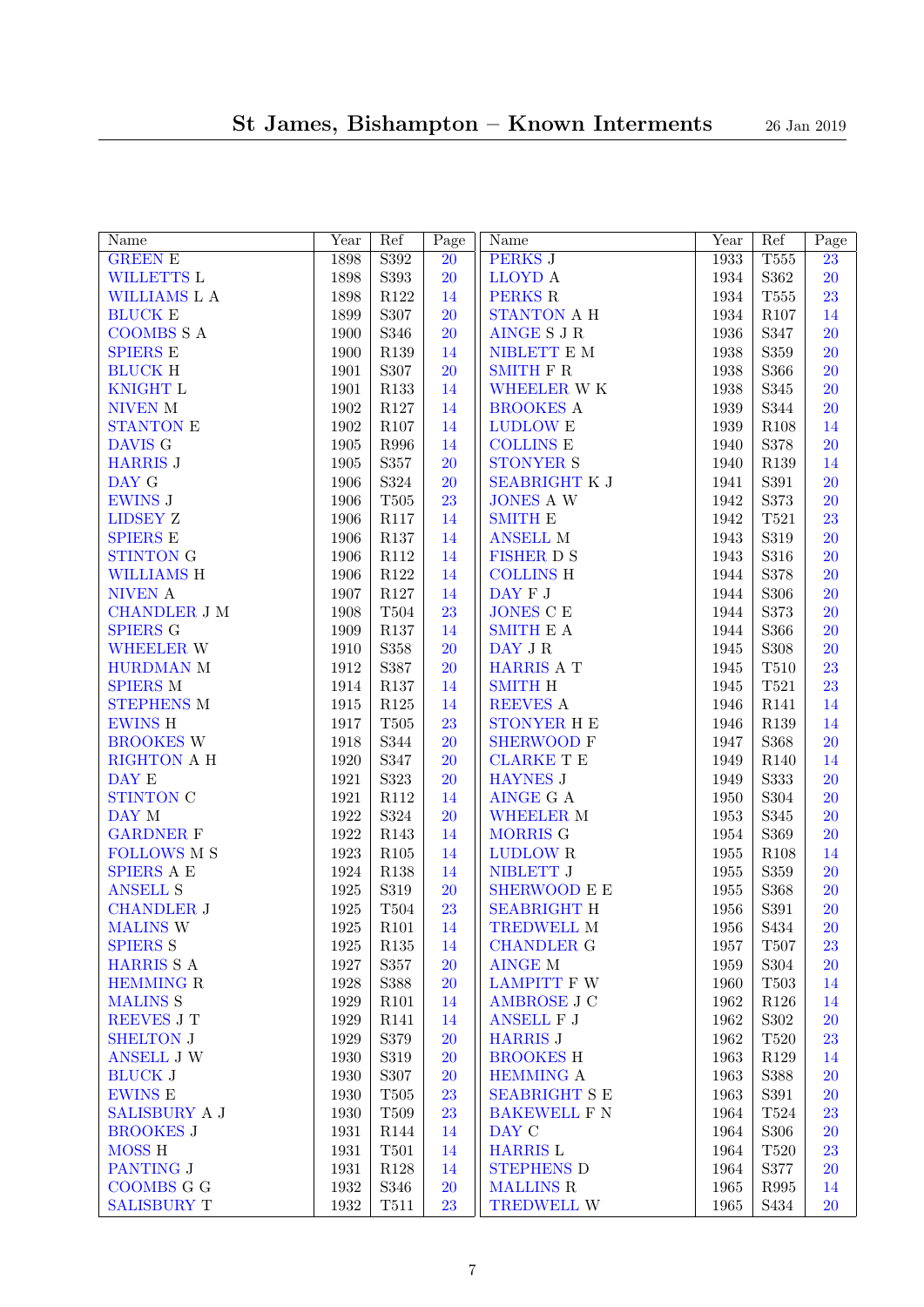| Name | Year | Ref | Page |
|---|---|---|---|
| GREEN E | 1898 | S392 | 20 |
| WILLETTS L | 1898 | S393 | 20 |
| WILLIAMS L A | 1898 | R122 | 14 |
| BLUCK E | 1899 | S307 | 20 |
| COOMBS S A | 1900 | S346 | 20 |
| SPIERS E | 1900 | R139 | 14 |
| BLUCK H | 1901 | S307 | 20 |
| KNIGHT L | 1901 | R133 | 14 |
| NIVEN M | 1902 | R127 | 14 |
| STANTON E | 1902 | R107 | 14 |
| DAVIS G | 1905 | R996 | 14 |
| HARRIS J | 1905 | S357 | 20 |
| DAY G | 1906 | S324 | 20 |
| EWINS J | 1906 | T505 | 23 |
| LIDSEY Z | 1906 | R117 | 14 |
| SPIERS E | 1906 | R137 | 14 |
| STINTON G | 1906 | R112 | 14 |
| WILLIAMS H | 1906 | R122 | 14 |
| NIVEN A | 1907 | R127 | 14 |
| CHANDLER J M | 1908 | T504 | 23 |
| SPIERS G | 1909 | R137 | 14 |
| WHEELER W | 1910 | S358 | 20 |
| HURDMAN M | 1912 | S387 | 20 |
| SPIERS M | 1914 | R137 | 14 |
| STEPHENS M | 1915 | R125 | 14 |
| EWINS H | 1917 | T505 | 23 |
| BROOKES W | 1918 | S344 | 20 |
| RIGHTON A H | 1920 | S347 | 20 |
| DAY E | 1921 | S323 | 20 |
| STINTON C | 1921 | R112 | 14 |
| DAY M | 1922 | S324 | 20 |
| GARDNER F | 1922 | R143 | 14 |
| FOLLOWS M S | 1923 | R105 | 14 |
| SPIERS A E | 1924 | R138 | 14 |
| ANSELL S | 1925 | S319 | 20 |
| CHANDLER J | 1925 | T504 | 23 |
| MALINS W | 1925 | R101 | 14 |
| SPIERS S | 1925 | R135 | 14 |
| HARRIS S A | 1927 | S357 | 20 |
| HEMMING R | 1928 | S388 | 20 |
| MALINS S | 1929 | R101 | 14 |
| REEVES J T | 1929 | R141 | 14 |
| SHELTON J | 1929 | S379 | 20 |
| ANSELL J W | 1930 | S319 | 20 |
| BLUCK J | 1930 | S307 | 20 |
| EWINS E | 1930 | T505 | 23 |
| SALISBURY A J | 1930 | T509 | 23 |
| BROOKES J | 1931 | R144 | 14 |
| MOSS H | 1931 | T501 | 14 |
| PANTING J | 1931 | R128 | 14 |
| COOMBS G G | 1932 | S346 | 20 |
| SALISBURY T | 1932 | T511 | 23 |
| PERKS J | 1933 | T555 | 23 |
| LLOYD A | 1934 | S362 | 20 |
| PERKS R | 1934 | T555 | 23 |
| STANTON A H | 1934 | R107 | 14 |
| AINGE S J R | 1936 | S347 | 20 |
| NIBLETT E M | 1938 | S359 | 20 |
| SMITH F R | 1938 | S366 | 20 |
| WHEELER W K | 1938 | S345 | 20 |
| BROOKES A | 1939 | S344 | 20 |
| LUDLOW E | 1939 | R108 | 14 |
| COLLINS E | 1940 | S378 | 20 |
| STONYER S | 1940 | R139 | 14 |
| SEABRIGHT K J | 1941 | S391 | 20 |
| JONES A W | 1942 | S373 | 20 |
| SMITH E | 1942 | T521 | 23 |
| ANSELL M | 1943 | S319 | 20 |
| FISHER D S | 1943 | S316 | 20 |
| COLLINS H | 1944 | S378 | 20 |
| DAY F J | 1944 | S306 | 20 |
| JONES C E | 1944 | S373 | 20 |
| SMITH E A | 1944 | S366 | 20 |
| DAY J R | 1945 | S308 | 20 |
| HARRIS A T | 1945 | T510 | 23 |
| SMITH H | 1945 | T521 | 23 |
| REEVES A | 1946 | R141 | 14 |
| STONYER H E | 1946 | R139 | 14 |
| SHERWOOD F | 1947 | S368 | 20 |
| CLARKE T E | 1949 | R140 | 14 |
| HAYNES J | 1949 | S333 | 20 |
| AINGE G A | 1950 | S304 | 20 |
| WHEELER M | 1953 | S345 | 20 |
| MORRIS G | 1954 | S369 | 20 |
| LUDLOW R | 1955 | R108 | 14 |
| NIBLETT J | 1955 | S359 | 20 |
| SHERWOOD E E | 1955 | S368 | 20 |
| SEABRIGHT H | 1956 | S391 | 20 |
| TREDWELL M | 1956 | S434 | 20 |
| CHANDLER G | 1957 | T507 | 23 |
| AINGE M | 1959 | S304 | 20 |
| LAMPITT F W | 1960 | T503 | 14 |
| AMBROSE J C | 1962 | R126 | 14 |
| ANSELL F J | 1962 | S302 | 20 |
| HARRIS J | 1962 | T520 | 23 |
| BROOKES H | 1963 | R129 | 14 |
| HEMMING A | 1963 | S388 | 20 |
| SEABRIGHT S E | 1963 | S391 | 20 |
| BAKEWELL F N | 1964 | T524 | 23 |
| DAY C | 1964 | S306 | 20 |
| HARRIS L | 1964 | T520 | 23 |
| STEPHENS D | 1964 | S377 | 20 |
| MALLINS R | 1965 | R995 | 14 |
| TREDWELL W | 1965 | S434 | 20 |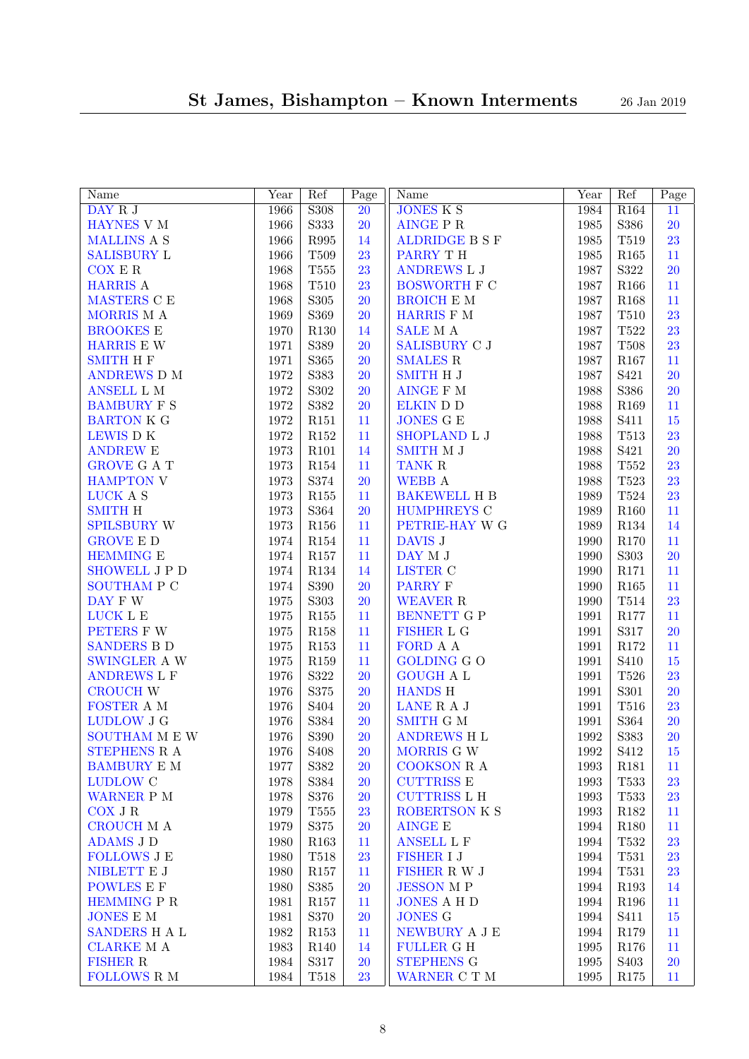# St James, Bishampton – Known Interments

26 Jan 2019

| Name | Year | Ref | Page |
|---|---|---|---|
| DAY R J | 1966 | S308 | 20 |
| HAYNES V M | 1966 | S333 | 20 |
| MALLINS A S | 1966 | R995 | 14 |
| SALISBURY L | 1966 | T509 | 23 |
| COX E R | 1968 | T555 | 23 |
| HARRIS A | 1968 | T510 | 23 |
| MASTERS C E | 1968 | S305 | 20 |
| MORRIS M A | 1969 | S369 | 20 |
| BROOKES E | 1970 | R130 | 14 |
| HARRIS E W | 1971 | S389 | 20 |
| SMITH H F | 1971 | S365 | 20 |
| ANDREWS D M | 1972 | S383 | 20 |
| ANSELL L M | 1972 | S302 | 20 |
| BAMBURY F S | 1972 | S382 | 20 |
| BARTON K G | 1972 | R151 | 11 |
| LEWIS D K | 1972 | R152 | 11 |
| ANDREW E | 1973 | R101 | 14 |
| GROVE G A T | 1973 | R154 | 11 |
| HAMPTON V | 1973 | S374 | 20 |
| LUCK A S | 1973 | R155 | 11 |
| SMITH H | 1973 | S364 | 20 |
| SPILSBURY W | 1973 | R156 | 11 |
| GROVE E D | 1974 | R154 | 11 |
| HEMMING E | 1974 | R157 | 11 |
| SHOWELL J P D | 1974 | R134 | 14 |
| SOUTHAM P C | 1974 | S390 | 20 |
| DAY F W | 1975 | S303 | 20 |
| LUCK L E | 1975 | R155 | 11 |
| PETERS F W | 1975 | R158 | 11 |
| SANDERS B D | 1975 | R153 | 11 |
| SWINGLER A W | 1975 | R159 | 11 |
| ANDREWS L F | 1976 | S322 | 20 |
| CROUCH W | 1976 | S375 | 20 |
| FOSTER A M | 1976 | S404 | 20 |
| LUDLOW J G | 1976 | S384 | 20 |
| SOUTHAM M E W | 1976 | S390 | 20 |
| STEPHENS R A | 1976 | S408 | 20 |
| BAMBURY E M | 1977 | S382 | 20 |
| LUDLOW C | 1978 | S384 | 20 |
| WARNER P M | 1978 | S376 | 20 |
| COX J R | 1979 | T555 | 23 |
| CROUCH M A | 1979 | S375 | 20 |
| ADAMS J D | 1980 | R163 | 11 |
| FOLLOWS J E | 1980 | T518 | 23 |
| NIBLETT E J | 1980 | R157 | 11 |
| POWLES E F | 1980 | S385 | 20 |
| HEMMING P R | 1981 | R157 | 11 |
| JONES E M | 1981 | S370 | 20 |
| SANDERS H A L | 1982 | R153 | 11 |
| CLARKE M A | 1983 | R140 | 14 |
| FISHER R | 1984 | S317 | 20 |
| FOLLOWS R M | 1984 | T518 | 23 |
| JONES K S | 1984 | R164 | 11 |
| AINGE P R | 1985 | S386 | 20 |
| ALDRIDGE B S F | 1985 | T519 | 23 |
| PARRY T H | 1985 | R165 | 11 |
| ANDREWS L J | 1987 | S322 | 20 |
| BOSWORTH F C | 1987 | R166 | 11 |
| BROICH E M | 1987 | R168 | 11 |
| HARRIS F M | 1987 | T510 | 23 |
| SALE M A | 1987 | T522 | 23 |
| SALISBURY C J | 1987 | T508 | 23 |
| SMALES R | 1987 | R167 | 11 |
| SMITH H J | 1987 | S421 | 20 |
| AINGE F M | 1988 | S386 | 20 |
| ELKIN D D | 1988 | R169 | 11 |
| JONES G E | 1988 | S411 | 15 |
| SHOPLAND L J | 1988 | T513 | 23 |
| SMITH M J | 1988 | S421 | 20 |
| TANK R | 1988 | T552 | 23 |
| WEBB A | 1988 | T523 | 23 |
| BAKEWELL H B | 1989 | T524 | 23 |
| HUMPHREYS C | 1989 | R160 | 11 |
| PETRIE-HAY W G | 1989 | R134 | 14 |
| DAVIS J | 1990 | R170 | 11 |
| DAY M J | 1990 | S303 | 20 |
| LISTER C | 1990 | R171 | 11 |
| PARRY F | 1990 | R165 | 11 |
| WEAVER R | 1990 | T514 | 23 |
| BENNETT G P | 1991 | R177 | 11 |
| FISHER L G | 1991 | S317 | 20 |
| FORD A A | 1991 | R172 | 11 |
| GOLDING G O | 1991 | S410 | 15 |
| GOUGH A L | 1991 | T526 | 23 |
| HANDS H | 1991 | S301 | 20 |
| LANE R A J | 1991 | T516 | 23 |
| SMITH G M | 1991 | S364 | 20 |
| ANDREWS H L | 1992 | S383 | 20 |
| MORRIS G W | 1992 | S412 | 15 |
| COOKSON R A | 1993 | R181 | 11 |
| CUTTRISS E | 1993 | T533 | 23 |
| CUTTRISS L H | 1993 | T533 | 23 |
| ROBERTSON K S | 1993 | R182 | 11 |
| AINGE E | 1994 | R180 | 11 |
| ANSELL L F | 1994 | T532 | 23 |
| FISHER I J | 1994 | T531 | 23 |
| FISHER R W J | 1994 | T531 | 23 |
| JESSON M P | 1994 | R193 | 14 |
| JONES A H D | 1994 | R196 | 11 |
| JONES G | 1994 | S411 | 15 |
| NEWBURY A J E | 1994 | R179 | 11 |
| FULLER G H | 1995 | R176 | 11 |
| STEPHENS G | 1995 | S403 | 20 |
| WARNER C T M | 1995 | R175 | 11 |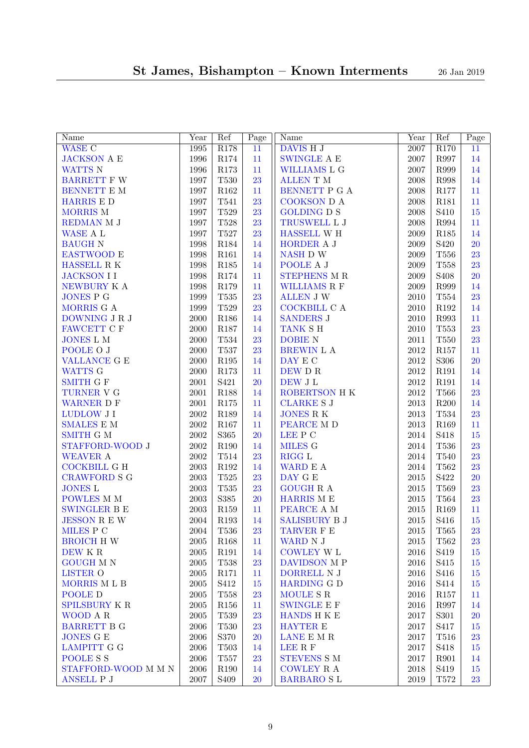| Name | Year | Ref | Page |
|---|---|---|---|
| WASE C | 1995 | R178 | 11 |
| JACKSON A E | 1996 | R174 | 11 |
| WATTS N | 1996 | R173 | 11 |
| BARRETT F W | 1997 | T530 | 23 |
| BENNETT E M | 1997 | R162 | 11 |
| HARRIS E D | 1997 | T541 | 23 |
| MORRIS M | 1997 | T529 | 23 |
| REDMAN M J | 1997 | T528 | 23 |
| WASE A L | 1997 | T527 | 23 |
| BAUGH N | 1998 | R184 | 14 |
| EASTWOOD E | 1998 | R161 | 14 |
| HASSELL R K | 1998 | R185 | 14 |
| JACKSON I I | 1998 | R174 | 11 |
| NEWBURY K A | 1998 | R179 | 11 |
| JONES P G | 1999 | T535 | 23 |
| MORRIS G A | 1999 | T529 | 23 |
| DOWNING J R J | 2000 | R186 | 14 |
| FAWCETT C F | 2000 | R187 | 14 |
| JONES L M | 2000 | T534 | 23 |
| POOLE O J | 2000 | T537 | 23 |
| VALLANCE G E | 2000 | R195 | 14 |
| WATTS G | 2000 | R173 | 11 |
| SMITH G F | 2001 | S421 | 20 |
| TURNER V G | 2001 | R188 | 14 |
| WARNER D F | 2001 | R175 | 11 |
| LUDLOW J I | 2002 | R189 | 14 |
| SMALES E M | 2002 | R167 | 11 |
| SMITH G M | 2002 | S365 | 20 |
| STAFFORD-WOOD J | 2002 | R190 | 14 |
| WEAVER A | 2002 | T514 | 23 |
| COCKBILL G H | 2003 | R192 | 14 |
| CRAWFORD S G | 2003 | T525 | 23 |
| JONES L | 2003 | T535 | 23 |
| POWLES M M | 2003 | S385 | 20 |
| SWINGLER B E | 2003 | R159 | 11 |
| JESSON R E W | 2004 | R193 | 14 |
| MILES P C | 2004 | T536 | 23 |
| BROICH H W | 2005 | R168 | 11 |
| DEW K R | 2005 | R191 | 14 |
| GOUGH M N | 2005 | T538 | 23 |
| LISTER O | 2005 | R171 | 11 |
| MORRIS M L B | 2005 | S412 | 15 |
| POOLE D | 2005 | T558 | 23 |
| SPILSBURY K R | 2005 | R156 | 11 |
| WOOD A R | 2005 | T539 | 23 |
| BARRETT B G | 2006 | T530 | 23 |
| JONES G E | 2006 | S370 | 20 |
| LAMPITT G G | 2006 | T503 | 14 |
| POOLE S S | 2006 | T557 | 23 |
| STAFFORD-WOOD M M N | 2006 | R190 | 14 |
| ANSELL P J | 2007 | S409 | 20 |
| DAVIS H J | 2007 | R170 | 11 |
| SWINGLE A E | 2007 | R997 | 14 |
| WILLIAMS L G | 2007 | R999 | 14 |
| ALLEN T M | 2008 | R998 | 14 |
| BENNETT P G A | 2008 | R177 | 11 |
| COOKSON D A | 2008 | R181 | 11 |
| GOLDING D S | 2008 | S410 | 15 |
| TRUSWELL L J | 2008 | R994 | 11 |
| HASSELL W H | 2009 | R185 | 14 |
| HORDER A J | 2009 | S420 | 20 |
| NASH D W | 2009 | T556 | 23 |
| POOLE A J | 2009 | T558 | 23 |
| STEPHENS M R | 2009 | S408 | 20 |
| WILLIAMS R F | 2009 | R999 | 14 |
| ALLEN J W | 2010 | T554 | 23 |
| COCKBILL C A | 2010 | R192 | 14 |
| SANDERS J | 2010 | R993 | 11 |
| TANK S H | 2010 | T553 | 23 |
| DOBIE N | 2011 | T550 | 23 |
| BREWIN L A | 2012 | R157 | 11 |
| DAY E C | 2012 | S306 | 20 |
| DEW D R | 2012 | R191 | 14 |
| DEW J L | 2012 | R191 | 14 |
| ROBERTSON H K | 2012 | T566 | 23 |
| CLARKE S J | 2013 | R200 | 14 |
| JONES R K | 2013 | T534 | 23 |
| PEARCE M D | 2013 | R169 | 11 |
| LEE P C | 2014 | S418 | 15 |
| MILES G | 2014 | T536 | 23 |
| RIGG L | 2014 | T540 | 23 |
| WARD E A | 2014 | T562 | 23 |
| DAY G E | 2015 | S422 | 20 |
| GOUGH R A | 2015 | T569 | 23 |
| HARRIS M E | 2015 | T564 | 23 |
| PEARCE A M | 2015 | R169 | 11 |
| SALISBURY B J | 2015 | S416 | 15 |
| TARVER F E | 2015 | T565 | 23 |
| WARD N J | 2015 | T562 | 23 |
| COWLEY W L | 2016 | S419 | 15 |
| DAVIDSON M P | 2016 | S415 | 15 |
| DORRELL N J | 2016 | S416 | 15 |
| HARDING G D | 2016 | S414 | 15 |
| MOULE S R | 2016 | R157 | 11 |
| SWINGLE E F | 2016 | R997 | 14 |
| HANDS H K E | 2017 | S301 | 20 |
| HAYTER E | 2017 | S417 | 15 |
| LANE E M R | 2017 | T516 | 23 |
| LEE R F | 2017 | S418 | 15 |
| STEVENS S M | 2017 | R901 | 14 |
| COWLEY R A | 2018 | S419 | 15 |
| BARBARO S L | 2019 | T572 | 23 |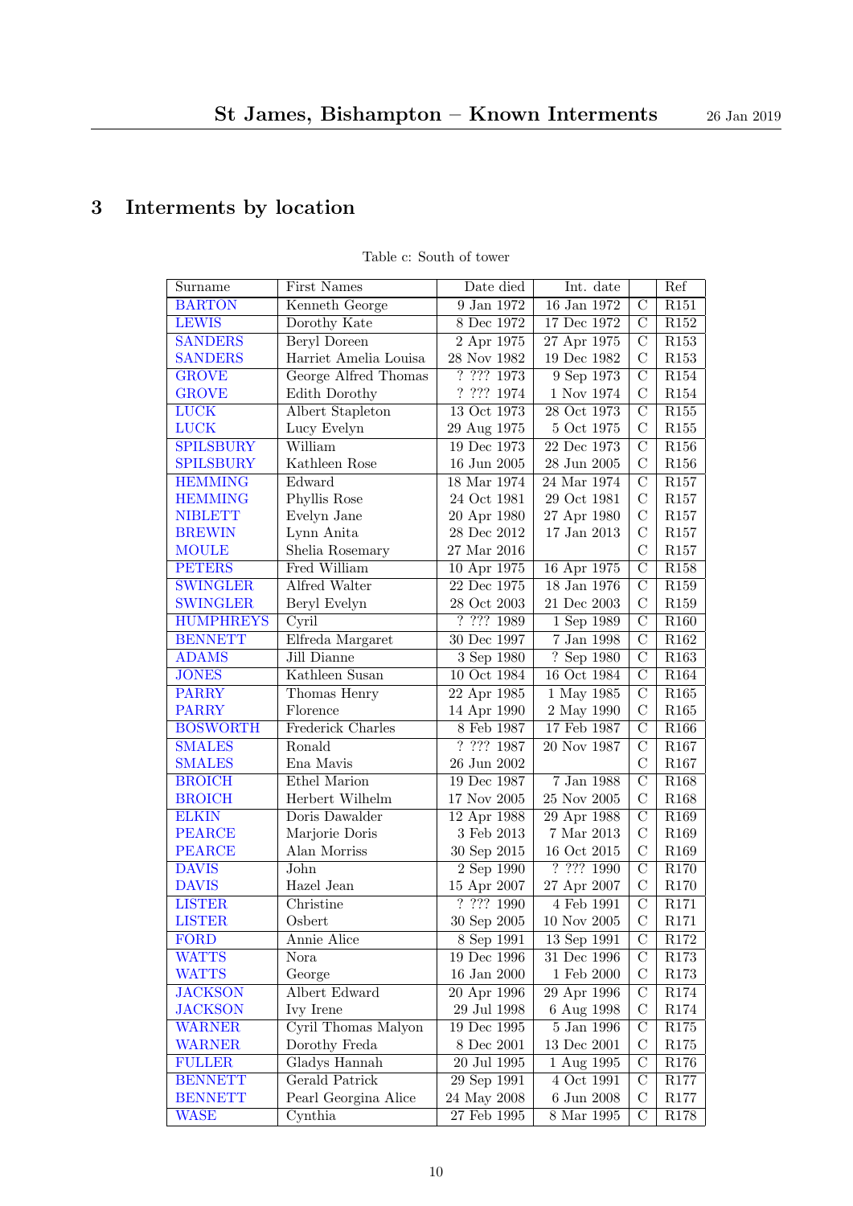# 3 Interments by location

Table c: South of tower

| Surname | First Names | Date died | Int. date | | Ref |
|---|---|---|---|---|---|
| BARTON | Kenneth George | 9 Jan 1972 | 16 Jan 1972 | C | R151 |
| LEWIS | Dorothy Kate | 8 Dec 1972 | 17 Dec 1972 | C | R152 |
| SANDERS | Beryl Doreen | 2 Apr 1975 | 27 Apr 1975 | C | R153 |
| SANDERS | Harriet Amelia Louisa | 28 Nov 1982 | 19 Dec 1982 | C | R153 |
| GROVE | George Alfred Thomas | ? ??? 1973 | 9 Sep 1973 | C | R154 |
| GROVE | Edith Dorothy | ? ??? 1974 | 1 Nov 1974 | C | R154 |
| LUCK | Albert Stapleton | 13 Oct 1973 | 28 Oct 1973 | C | R155 |
| LUCK | Lucy Evelyn | 29 Aug 1975 | 5 Oct 1975 | C | R155 |
| SPILSBURY | William | 19 Dec 1973 | 22 Dec 1973 | C | R156 |
| SPILSBURY | Kathleen Rose | 16 Jun 2005 | 28 Jun 2005 | C | R156 |
| HEMMING | Edward | 18 Mar 1974 | 24 Mar 1974 | C | R157 |
| HEMMING | Phyllis Rose | 24 Oct 1981 | 29 Oct 1981 | C | R157 |
| NIBLETT | Evelyn Jane | 20 Apr 1980 | 27 Apr 1980 | C | R157 |
| BREWIN | Lynn Anita | 28 Dec 2012 | 17 Jan 2013 | C | R157 |
| MOULE | Shelia Rosemary | 27 Mar 2016 | | C | R157 |
| PETERS | Fred William | 10 Apr 1975 | 16 Apr 1975 | C | R158 |
| SWINGLER | Alfred Walter | 22 Dec 1975 | 18 Jan 1976 | C | R159 |
| SWINGLER | Beryl Evelyn | 28 Oct 2003 | 21 Dec 2003 | C | R159 |
| HUMPHREYS | Cyril | ? ??? 1989 | 1 Sep 1989 | C | R160 |
| BENNETT | Elfreda Margaret | 30 Dec 1997 | 7 Jan 1998 | C | R162 |
| ADAMS | Jill Dianne | 3 Sep 1980 | ? Sep 1980 | C | R163 |
| JONES | Kathleen Susan | 10 Oct 1984 | 16 Oct 1984 | C | R164 |
| PARRY | Thomas Henry | 22 Apr 1985 | 1 May 1985 | C | R165 |
| PARRY | Florence | 14 Apr 1990 | 2 May 1990 | C | R165 |
| BOSWORTH | Frederick Charles | 8 Feb 1987 | 17 Feb 1987 | C | R166 |
| SMALES | Ronald | ? ??? 1987 | 20 Nov 1987 | C | R167 |
| SMALES | Ena Mavis | 26 Jun 2002 | | C | R167 |
| BROICH | Ethel Marion | 19 Dec 1987 | 7 Jan 1988 | C | R168 |
| BROICH | Herbert Wilhelm | 17 Nov 2005 | 25 Nov 2005 | C | R168 |
| ELKIN | Doris Dawalder | 12 Apr 1988 | 29 Apr 1988 | C | R169 |
| PEARCE | Marjorie Doris | 3 Feb 2013 | 7 Mar 2013 | C | R169 |
| PEARCE | Alan Morriss | 30 Sep 2015 | 16 Oct 2015 | C | R169 |
| DAVIS | John | 2 Sep 1990 | ? ??? 1990 | C | R170 |
| DAVIS | Hazel Jean | 15 Apr 2007 | 27 Apr 2007 | C | R170 |
| LISTER | Christine | ? ??? 1990 | 4 Feb 1991 | C | R171 |
| LISTER | Osbert | 30 Sep 2005 | 10 Nov 2005 | C | R171 |
| FORD | Annie Alice | 8 Sep 1991 | 13 Sep 1991 | C | R172 |
| WATTS | Nora | 19 Dec 1996 | 31 Dec 1996 | C | R173 |
| WATTS | George | 16 Jan 2000 | 1 Feb 2000 | C | R173 |
| JACKSON | Albert Edward | 20 Apr 1996 | 29 Apr 1996 | C | R174 |
| JACKSON | Ivy Irene | 29 Jul 1998 | 6 Aug 1998 | C | R174 |
| WARNER | Cyril Thomas Malyon | 19 Dec 1995 | 5 Jan 1996 | C | R175 |
| WARNER | Dorothy Freda | 8 Dec 2001 | 13 Dec 2001 | C | R175 |
| FULLER | Gladys Hannah | 20 Jul 1995 | 1 Aug 1995 | C | R176 |
| BENNETT | Gerald Patrick | 29 Sep 1991 | 4 Oct 1991 | C | R177 |
| BENNETT | Pearl Georgina Alice | 24 May 2008 | 6 Jun 2008 | C | R177 |
| WASE | Cynthia | 27 Feb 1995 | 8 Mar 1995 | C | R178 |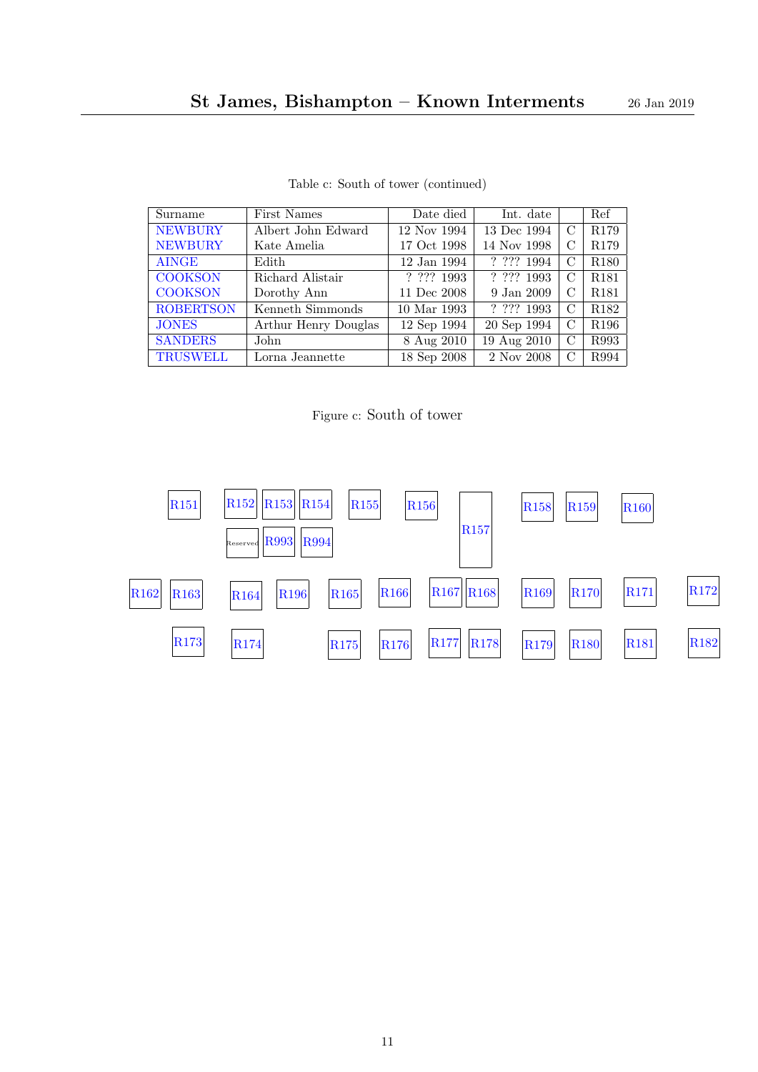Table c: South of tower (continued)

| Surname | First Names | Date died | Int. date | | Ref |
|---|---|---|---|---|---|
| NEWBURY | Albert John Edward | 12 Nov 1994 | 13 Dec 1994 | C | R179 |
| NEWBURY | Kate Amelia | 17 Oct 1998 | 14 Nov 1998 | C | R179 |
| AINGE | Edith | 12 Jan 1994 | ? ??? 1994 | C | R180 |
| COOKSON | Richard Alistair | ? ??? 1993 | ? ??? 1993 | C | R181 |
| COOKSON | Dorothy Ann | 11 Dec 2008 | 9 Jan 2009 | C | R181 |
| ROBERTSON | Kenneth Simmonds | 10 Mar 1993 | ? ??? 1993 | C | R182 |
| JONES | Arthur Henry Douglas | 12 Sep 1994 | 20 Sep 1994 | C | R196 |
| SANDERS | John | 8 Aug 2010 | 19 Aug 2010 | C | R993 |
| TRUSWELL | Lorna Jeannette | 18 Sep 2008 | 2 Nov 2008 | C | R994 |

Figure c: South of tower

R151 R152 R153 R154 R155 R156 R157 R158 R159 R160

Reserved R993 R994

R162 R163 R164 R196 R165 R166 R167 R168 R169 R170 R171 R172

R173 R174 R175 R176 R177 R178 R179 R180 R181 R182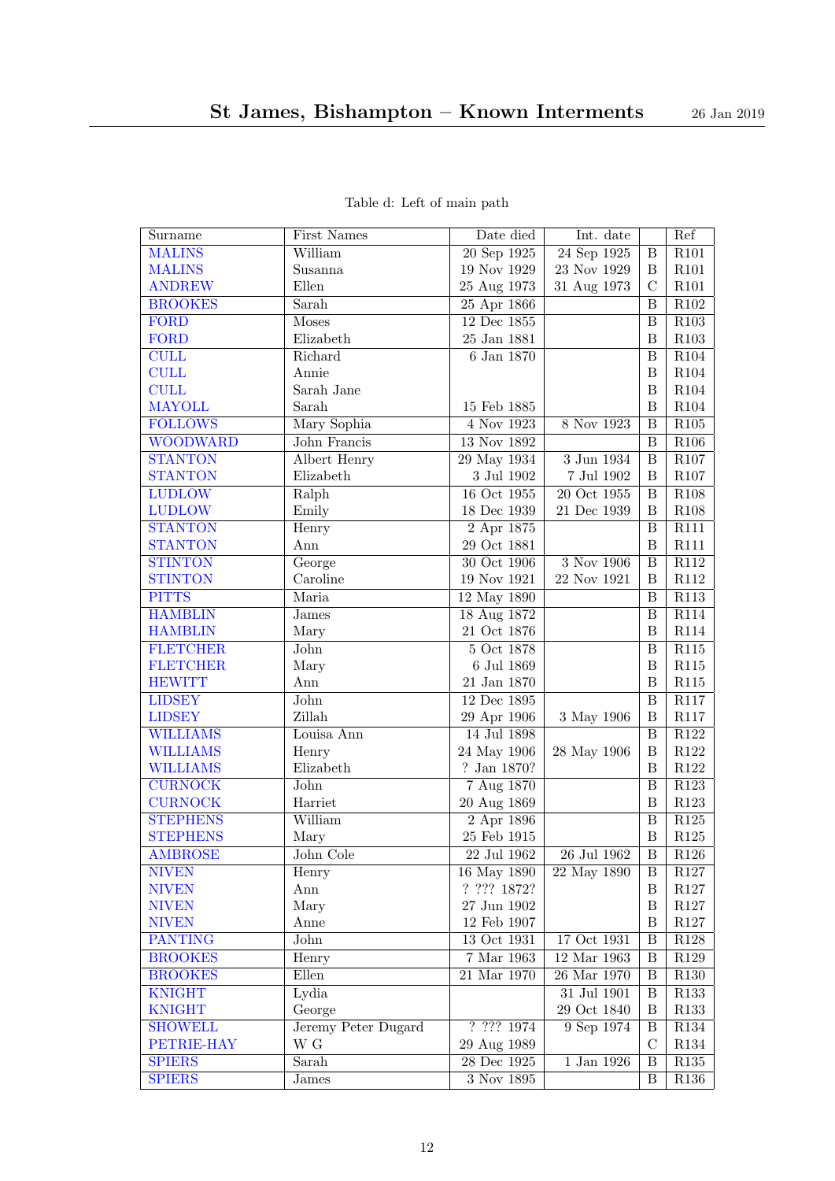Table d: Left of main path

| Surname | First Names | Date died | Int. date | | Ref |
|---|---|---|---|---|---|
| MALINS | William | 20 Sep 1925 | 24 Sep 1925 | B | R101 |
| MALINS | Susanna | 19 Nov 1929 | 23 Nov 1929 | B | R101 |
| ANDREW | Ellen | 25 Aug 1973 | 31 Aug 1973 | C | R101 |
| BROOKES | Sarah | 25 Apr 1866 | | B | R102 |
| FORD | Moses | 12 Dec 1855 | | B | R103 |
| FORD | Elizabeth | 25 Jan 1881 | | B | R103 |
| CULL | Richard | 6 Jan 1870 | | B | R104 |
| CULL | Annie | | | B | R104 |
| CULL | Sarah Jane | | | B | R104 |
| MAYOLL | Sarah | 15 Feb 1885 | | B | R104 |
| FOLLOWS | Mary Sophia | 4 Nov 1923 | 8 Nov 1923 | B | R105 |
| WOODWARD | John Francis | 13 Nov 1892 | | B | R106 |
| STANTON | Albert Henry | 29 May 1934 | 3 Jun 1934 | B | R107 |
| STANTON | Elizabeth | 3 Jul 1902 | 7 Jul 1902 | B | R107 |
| LUDLOW | Ralph | 16 Oct 1955 | 20 Oct 1955 | B | R108 |
| LUDLOW | Emily | 18 Dec 1939 | 21 Dec 1939 | B | R108 |
| STANTON | Henry | 2 Apr 1875 | | B | R111 |
| STANTON | Ann | 29 Oct 1881 | | B | R111 |
| STINTON | George | 30 Oct 1906 | 3 Nov 1906 | B | R112 |
| STINTON | Caroline | 19 Nov 1921 | 22 Nov 1921 | B | R112 |
| PITTS | Maria | 12 May 1890 | | B | R113 |
| HAMBLIN | James | 18 Aug 1872 | | B | R114 |
| HAMBLIN | Mary | 21 Oct 1876 | | B | R114 |
| FLETCHER | John | 5 Oct 1878 | | B | R115 |
| FLETCHER | Mary | 6 Jul 1869 | | B | R115 |
| HEWITT | Ann | 21 Jan 1870 | | B | R115 |
| LIDSEY | John | 12 Dec 1895 | | B | R117 |
| LIDSEY | Zillah | 29 Apr 1906 | 3 May 1906 | B | R117 |
| WILLIAMS | Louisa Ann | 14 Jul 1898 | | B | R122 |
| WILLIAMS | Henry | 24 May 1906 | 28 May 1906 | B | R122 |
| WILLIAMS | Elizabeth | ? Jan 1870? | | B | R122 |
| CURNOCK | John | 7 Aug 1870 | | B | R123 |
| CURNOCK | Harriet | 20 Aug 1869 | | B | R123 |
| STEPHENS | William | 2 Apr 1896 | | B | R125 |
| STEPHENS | Mary | 25 Feb 1915 | | B | R125 |
| AMBROSE | John Cole | 22 Jul 1962 | 26 Jul 1962 | B | R126 |
| NIVEN | Henry | 16 May 1890 | 22 May 1890 | B | R127 |
| NIVEN | Ann | ? ??? 1872? | | B | R127 |
| NIVEN | Mary | 27 Jun 1902 | | B | R127 |
| NIVEN | Anne | 12 Feb 1907 | | B | R127 |
| PANTING | John | 13 Oct 1931 | 17 Oct 1931 | B | R128 |
| BROOKES | Henry | 7 Mar 1963 | 12 Mar 1963 | B | R129 |
| BROOKES | Ellen | 21 Mar 1970 | 26 Mar 1970 | B | R130 |
| KNIGHT | Lydia | | 31 Jul 1901 | B | R133 |
| KNIGHT | George | | 29 Oct 1840 | B | R133 |
| SHOWELL | Jeremy Peter Dugard | ? ??? 1974 | 9 Sep 1974 | B | R134 |
| PETRIE-HAY | W G | 29 Aug 1989 | | C | R134 |
| SPIERS | Sarah | 28 Dec 1925 | 1 Jan 1926 | B | R135 |
| SPIERS | James | 3 Nov 1895 | | B | R136 |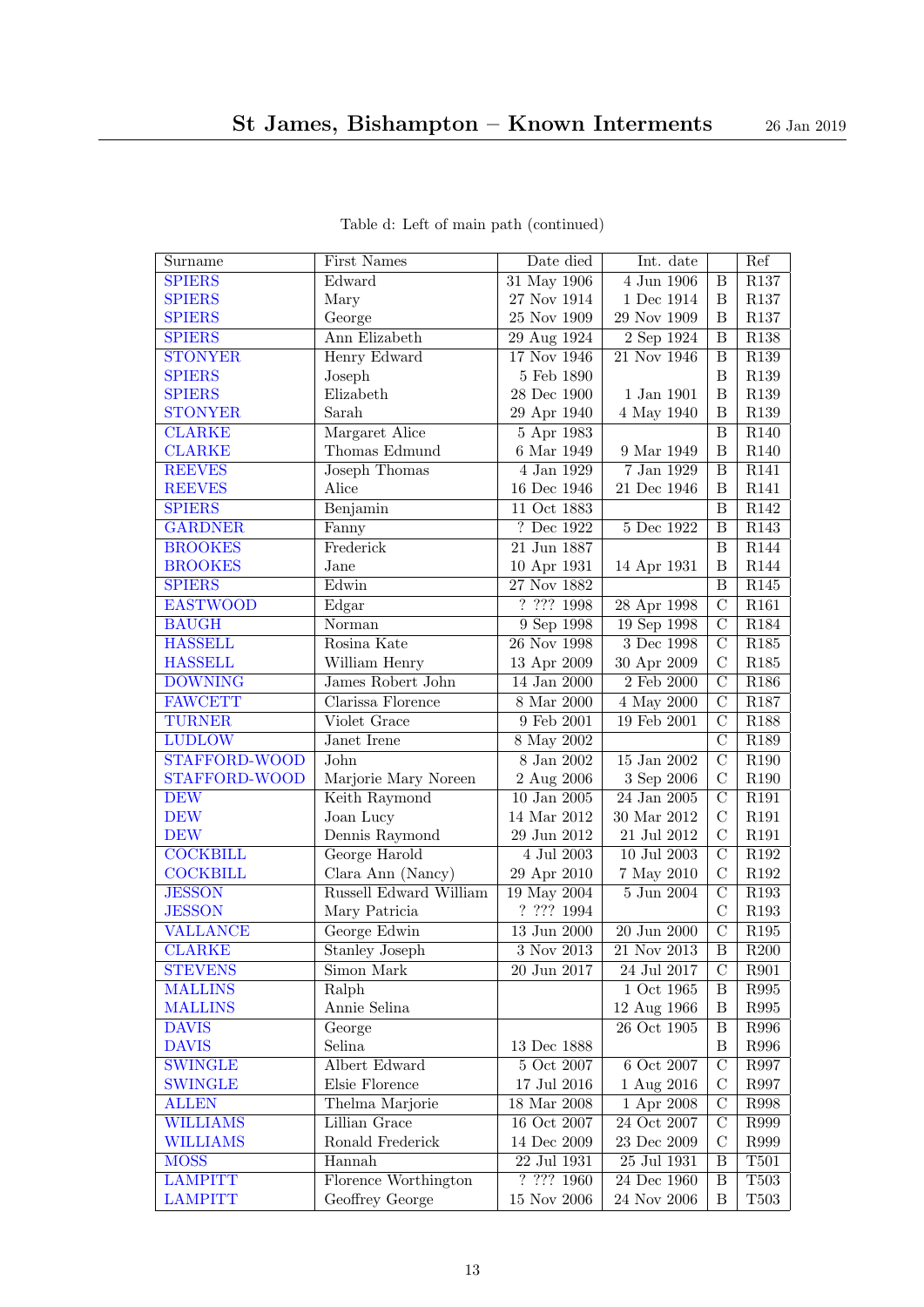Table d: Left of main path (continued)

| Surname | First Names | Date died | Int. date | | Ref |
|---|---|---|---|---|---|
| SPIERS | Edward | 31 May 1906 | 4 Jun 1906 | B | R137 |
| SPIERS | Mary | 27 Nov 1914 | 1 Dec 1914 | B | R137 |
| SPIERS | George | 25 Nov 1909 | 29 Nov 1909 | B | R137 |
| SPIERS | Ann Elizabeth | 29 Aug 1924 | 2 Sep 1924 | B | R138 |
| STONYER | Henry Edward | 17 Nov 1946 | 21 Nov 1946 | B | R139 |
| SPIERS | Joseph | 5 Feb 1890 | | B | R139 |
| SPIERS | Elizabeth | 28 Dec 1900 | 1 Jan 1901 | B | R139 |
| STONYER | Sarah | 29 Apr 1940 | 4 May 1940 | B | R139 |
| CLARKE | Margaret Alice | 5 Apr 1983 | | B | R140 |
| CLARKE | Thomas Edmund | 6 Mar 1949 | 9 Mar 1949 | B | R140 |
| REEVES | Joseph Thomas | 4 Jan 1929 | 7 Jan 1929 | B | R141 |
| REEVES | Alice | 16 Dec 1946 | 21 Dec 1946 | B | R141 |
| SPIERS | Benjamin | 11 Oct 1883 | | B | R142 |
| GARDNER | Fanny | ? Dec 1922 | 5 Dec 1922 | B | R143 |
| BROOKES | Frederick | 21 Jun 1887 | | B | R144 |
| BROOKES | Jane | 10 Apr 1931 | 14 Apr 1931 | B | R144 |
| SPIERS | Edwin | 27 Nov 1882 | | B | R145 |
| EASTWOOD | Edgar | ? ??? 1998 | 28 Apr 1998 | C | R161 |
| BAUGH | Norman | 9 Sep 1998 | 19 Sep 1998 | C | R184 |
| HASSELL | Rosina Kate | 26 Nov 1998 | 3 Dec 1998 | C | R185 |
| HASSELL | William Henry | 13 Apr 2009 | 30 Apr 2009 | C | R185 |
| DOWNING | James Robert John | 14 Jan 2000 | 2 Feb 2000 | C | R186 |
| FAWCETT | Clarissa Florence | 8 Mar 2000 | 4 May 2000 | C | R187 |
| TURNER | Violet Grace | 9 Feb 2001 | 19 Feb 2001 | C | R188 |
| LUDLOW | Janet Irene | 8 May 2002 | | C | R189 |
| STAFFORD-WOOD | John | 8 Jan 2002 | 15 Jan 2002 | C | R190 |
| STAFFORD-WOOD | Marjorie Mary Noreen | 2 Aug 2006 | 3 Sep 2006 | C | R190 |
| DEW | Keith Raymond | 10 Jan 2005 | 24 Jan 2005 | C | R191 |
| DEW | Joan Lucy | 14 Mar 2012 | 30 Mar 2012 | C | R191 |
| DEW | Dennis Raymond | 29 Jun 2012 | 21 Jul 2012 | C | R191 |
| COCKBILL | George Harold | 4 Jul 2003 | 10 Jul 2003 | C | R192 |
| COCKBILL | Clara Ann (Nancy) | 29 Apr 2010 | 7 May 2010 | C | R192 |
| JESSON | Russell Edward William | 19 May 2004 | 5 Jun 2004 | C | R193 |
| JESSON | Mary Patricia | ? ??? 1994 | | C | R193 |
| VALLANCE | George Edwin | 13 Jun 2000 | 20 Jun 2000 | C | R195 |
| CLARKE | Stanley Joseph | 3 Nov 2013 | 21 Nov 2013 | B | R200 |
| STEVENS | Simon Mark | 20 Jun 2017 | 24 Jul 2017 | C | R901 |
| MALLINS | Ralph | | 1 Oct 1965 | B | R995 |
| MALLINS | Annie Selina | | 12 Aug 1966 | B | R995 |
| DAVIS | George | | 26 Oct 1905 | B | R996 |
| DAVIS | Selina | 13 Dec 1888 | | B | R996 |
| SWINGLE | Albert Edward | 5 Oct 2007 | 6 Oct 2007 | C | R997 |
| SWINGLE | Elsie Florence | 17 Jul 2016 | 1 Aug 2016 | C | R997 |
| ALLEN | Thelma Marjorie | 18 Mar 2008 | 1 Apr 2008 | C | R998 |
| WILLIAMS | Lillian Grace | 16 Oct 2007 | 24 Oct 2007 | C | R999 |
| WILLIAMS | Ronald Frederick | 14 Dec 2009 | 23 Dec 2009 | C | R999 |
| MOSS | Hannah | 22 Jul 1931 | 25 Jul 1931 | B | T501 |
| LAMPITT | Florence Worthington | ? ??? 1960 | 24 Dec 1960 | B | T503 |
| LAMPITT | Geoffrey George | 15 Nov 2006 | 24 Nov 2006 | B | T503 |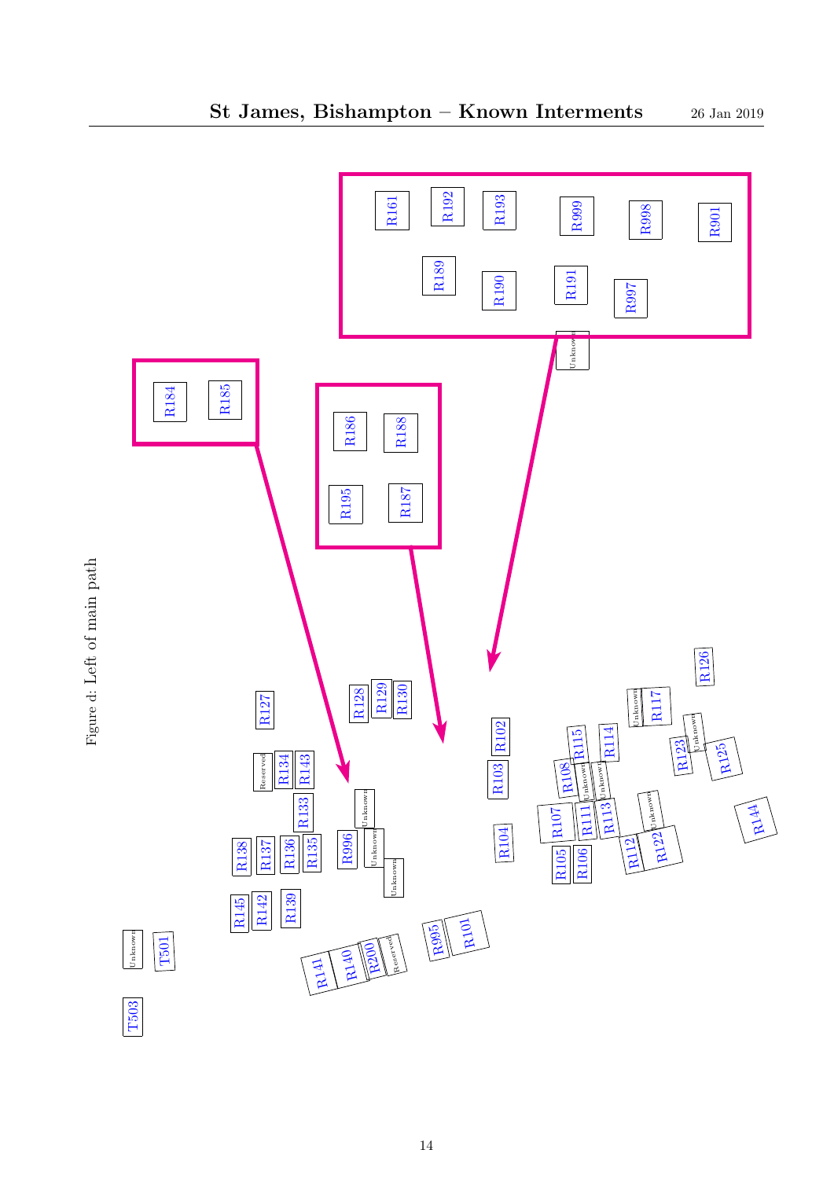Figure d: Left of main path

R161 R192 R193 R999 R998 R901

R189 R190 R191 R997

Unknown

R184 R185

R186 R188

R195 R187

R126

R127 R128 R129 R130 Unknown R117

R102 R115 R114 Unknown

Reserved R134 R143 R108 Unknown R123 R125

R103 Unknown

R133 Unknown Unknown R144

R107 R111 R113

R138 R137 R136 R135 R996 Unknown R104 Unknown

R105 R106 R112 R122

Unknown

R145 R142 R139

R995 R101

Unknown T501

R141 R140 R200 Reserved

T503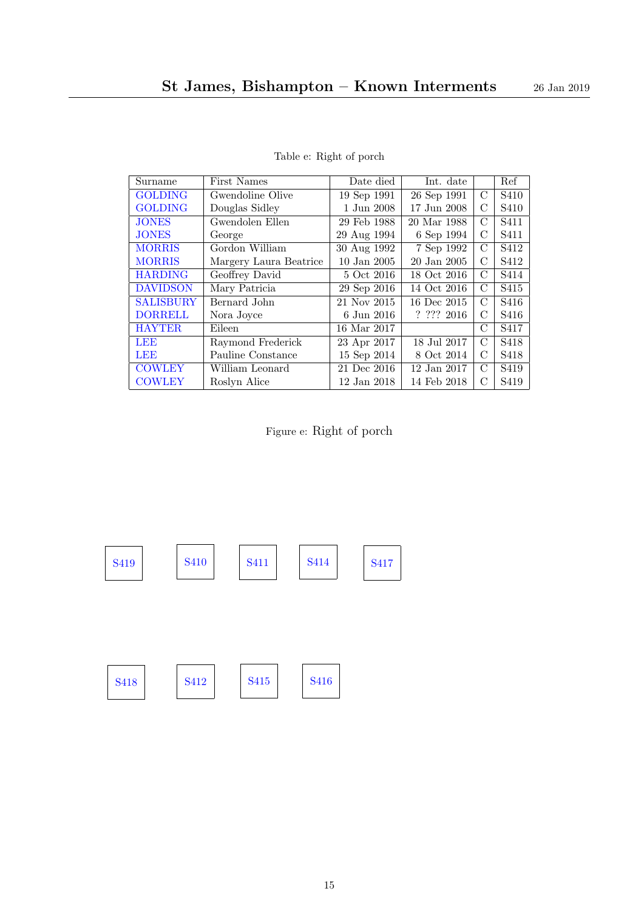Table e: Right of porch

| Surname | First Names | Date died | Int. date | | Ref |
|---|---|---|---|---|---|
| GOLDING | Gwendoline Olive | 19 Sep 1991 | 26 Sep 1991 | C | S410 |
| GOLDING | Douglas Sidley | 1 Jun 2008 | 17 Jun 2008 | C | S410 |
| JONES | Gwendolen Ellen | 29 Feb 1988 | 20 Mar 1988 | C | S411 |
| JONES | George | 29 Aug 1994 | 6 Sep 1994 | C | S411 |
| MORRIS | Gordon William | 30 Aug 1992 | 7 Sep 1992 | C | S412 |
| MORRIS | Margery Laura Beatrice | 10 Jan 2005 | 20 Jan 2005 | C | S412 |
| HARDING | Geoffrey David | 5 Oct 2016 | 18 Oct 2016 | C | S414 |
| DAVIDSON | Mary Patricia | 29 Sep 2016 | 14 Oct 2016 | C | S415 |
| SALISBURY | Bernard John | 21 Nov 2015 | 16 Dec 2015 | C | S416 |
| DORRELL | Nora Joyce | 6 Jun 2016 | ? ??? 2016 | C | S416 |
| HAYTER | Eileen | 16 Mar 2017 | | C | S417 |
| LEE | Raymond Frederick | 23 Apr 2017 | 18 Jul 2017 | C | S418 |
| LEE | Pauline Constance | 15 Sep 2014 | 8 Oct 2014 | C | S418 |
| COWLEY | William Leonard | 21 Dec 2016 | 12 Jan 2017 | C | S419 |
| COWLEY | Roslyn Alice | 12 Jan 2018 | 14 Feb 2018 | C | S419 |

Figure e: Right of porch

S419 S410 S411 S414 S417

S418 S412 S415 S416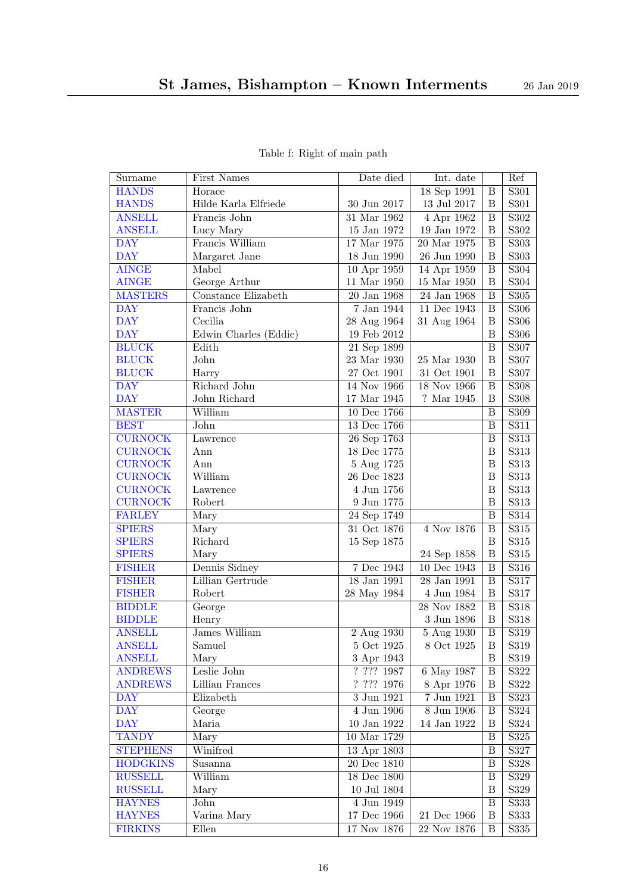Table f: Right of main path

| Surname | First Names | Date died | Int. date | | Ref |
|---|---|---|---|---|---|
| HANDS | Horace | | 18 Sep 1991 | B | S301 |
| HANDS | Hilde Karla Elfriede | 30 Jun 2017 | 13 Jul 2017 | B | S301 |
| ANSELL | Francis John | 31 Mar 1962 | 4 Apr 1962 | B | S302 |
| ANSELL | Lucy Mary | 15 Jan 1972 | 19 Jan 1972 | B | S302 |
| DAY | Francis William | 17 Mar 1975 | 20 Mar 1975 | B | S303 |
| DAY | Margaret Jane | 18 Jun 1990 | 26 Jun 1990 | B | S303 |
| AINGE | Mabel | 10 Apr 1959 | 14 Apr 1959 | B | S304 |
| AINGE | George Arthur | 11 Mar 1950 | 15 Mar 1950 | B | S304 |
| MASTERS | Constance Elizabeth | 20 Jan 1968 | 24 Jan 1968 | B | S305 |
| DAY | Francis John | 7 Jan 1944 | 11 Dec 1943 | B | S306 |
| DAY | Cecilia | 28 Aug 1964 | 31 Aug 1964 | B | S306 |
| DAY | Edwin Charles (Eddie) | 19 Feb 2012 | | B | S306 |
| BLUCK | Edith | 21 Sep 1899 | | B | S307 |
| BLUCK | John | 23 Mar 1930 | 25 Mar 1930 | B | S307 |
| BLUCK | Harry | 27 Oct 1901 | 31 Oct 1901 | B | S307 |
| DAY | Richard John | 14 Nov 1966 | 18 Nov 1966 | B | S308 |
| DAY | John Richard | 17 Mar 1945 | ? Mar 1945 | B | S308 |
| MASTER | William | 10 Dec 1766 | | B | S309 |
| BEST | John | 13 Dec 1766 | | B | S311 |
| CURNOCK | Lawrence | 26 Sep 1763 | | B | S313 |
| CURNOCK | Ann | 18 Dec 1775 | | B | S313 |
| CURNOCK | Ann | 5 Aug 1725 | | B | S313 |
| CURNOCK | William | 26 Dec 1823 | | B | S313 |
| CURNOCK | Lawrence | 4 Jun 1756 | | B | S313 |
| CURNOCK | Robert | 9 Jun 1775 | | B | S313 |
| FARLEY | Mary | 24 Sep 1749 | | B | S314 |
| SPIERS | Mary | 31 Oct 1876 | 4 Nov 1876 | B | S315 |
| SPIERS | Richard | 15 Sep 1875 | | B | S315 |
| SPIERS | Mary | | 24 Sep 1858 | B | S315 |
| FISHER | Dennis Sidney | 7 Dec 1943 | 10 Dec 1943 | B | S316 |
| FISHER | Lillian Gertrude | 18 Jan 1991 | 28 Jan 1991 | B | S317 |
| FISHER | Robert | 28 May 1984 | 4 Jun 1984 | B | S317 |
| BIDDLE | George | | 28 Nov 1882 | B | S318 |
| BIDDLE | Henry | | 3 Jun 1896 | B | S318 |
| ANSELL | James William | 2 Aug 1930 | 5 Aug 1930 | B | S319 |
| ANSELL | Samuel | 5 Oct 1925 | 8 Oct 1925 | B | S319 |
| ANSELL | Mary | 3 Apr 1943 | | B | S319 |
| ANDREWS | Leslie John | ? ??? 1987 | 6 May 1987 | B | S322 |
| ANDREWS | Lillian Frances | ? ??? 1976 | 8 Apr 1976 | B | S322 |
| DAY | Elizabeth | 3 Jun 1921 | 7 Jun 1921 | B | S323 |
| DAY | George | 4 Jun 1906 | 8 Jun 1906 | B | S324 |
| DAY | Maria | 10 Jan 1922 | 14 Jan 1922 | B | S324 |
| TANDY | Mary | 10 Mar 1729 | | B | S325 |
| STEPHENS | Winifred | 13 Apr 1803 | | B | S327 |
| HODGKINS | Susanna | 20 Dec 1810 | | B | S328 |
| RUSSELL | William | 18 Dec 1800 | | B | S329 |
| RUSSELL | Mary | 10 Jul 1804 | | B | S329 |
| HAYNES | John | 4 Jun 1949 | | B | S333 |
| HAYNES | Varina Mary | 17 Dec 1966 | 21 Dec 1966 | B | S333 |
| FIRKINS | Ellen | 17 Nov 1876 | 22 Nov 1876 | B | S335 |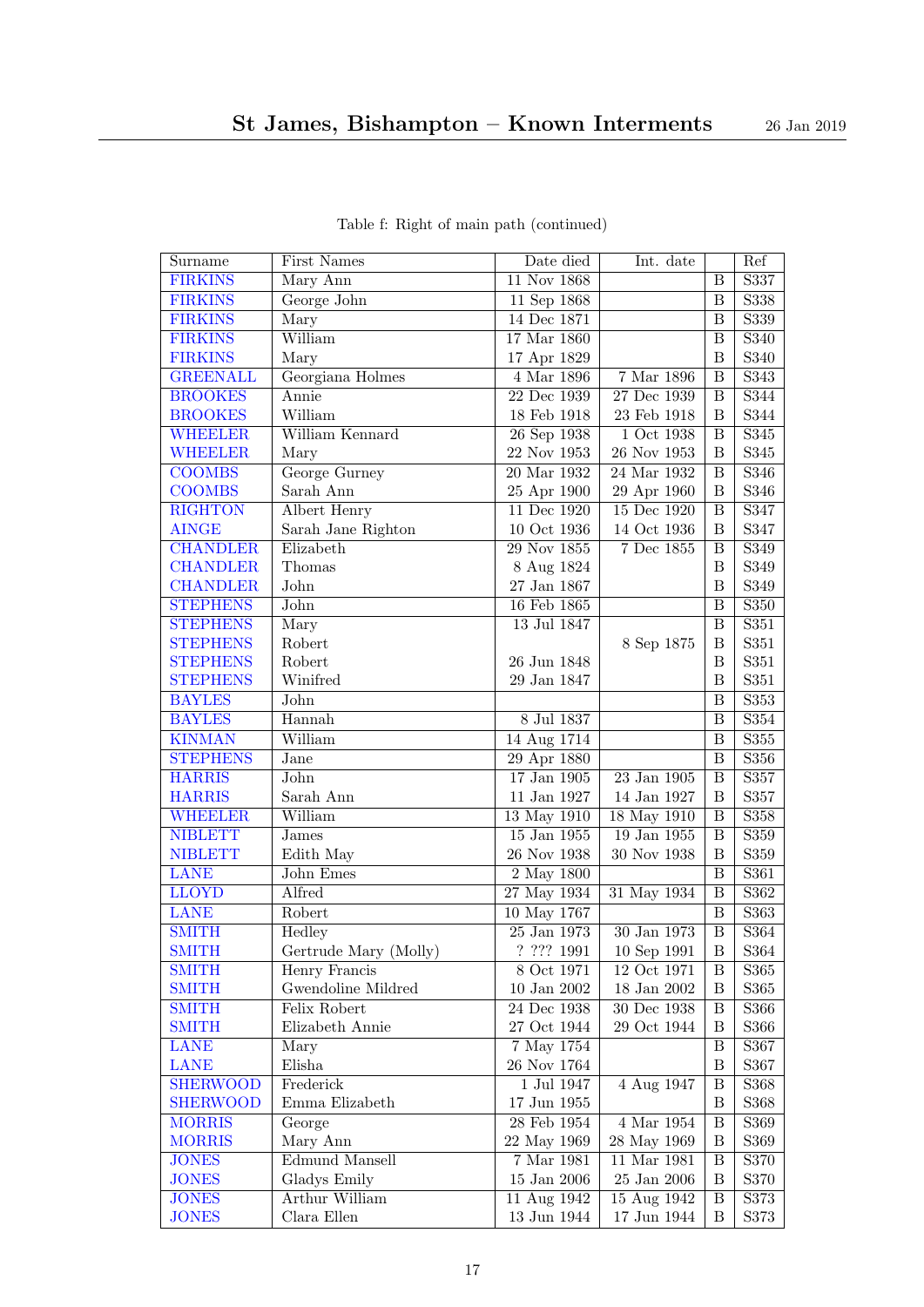Table f: Right of main path (continued)

| Surname | First Names | Date died | Int. date | | Ref |
|---|---|---|---|---|---|
| FIRKINS | Mary Ann | 11 Nov 1868 | | B | S337 |
| FIRKINS | George John | 11 Sep 1868 | | B | S338 |
| FIRKINS | Mary | 14 Dec 1871 | | B | S339 |
| FIRKINS | William | 17 Mar 1860 | | B | S340 |
| FIRKINS | Mary | 17 Apr 1829 | | B | S340 |
| GREENALL | Georgiana Holmes | 4 Mar 1896 | 7 Mar 1896 | B | S343 |
| BROOKES | Annie | 22 Dec 1939 | 27 Dec 1939 | B | S344 |
| BROOKES | William | 18 Feb 1918 | 23 Feb 1918 | B | S344 |
| WHEELER | William Kennard | 26 Sep 1938 | 1 Oct 1938 | B | S345 |
| WHEELER | Mary | 22 Nov 1953 | 26 Nov 1953 | B | S345 |
| COOMBS | George Gurney | 20 Mar 1932 | 24 Mar 1932 | B | S346 |
| COOMBS | Sarah Ann | 25 Apr 1900 | 29 Apr 1960 | B | S346 |
| RIGHTON | Albert Henry | 11 Dec 1920 | 15 Dec 1920 | B | S347 |
| AINGE | Sarah Jane Righton | 10 Oct 1936 | 14 Oct 1936 | B | S347 |
| CHANDLER | Elizabeth | 29 Nov 1855 | 7 Dec 1855 | B | S349 |
| CHANDLER | Thomas | 8 Aug 1824 | | B | S349 |
| CHANDLER | John | 27 Jan 1867 | | B | S349 |
| STEPHENS | John | 16 Feb 1865 | | B | S350 |
| STEPHENS | Mary | 13 Jul 1847 | | B | S351 |
| STEPHENS | Robert | | 8 Sep 1875 | B | S351 |
| STEPHENS | Robert | 26 Jun 1848 | | B | S351 |
| STEPHENS | Winifred | 29 Jan 1847 | | B | S351 |
| BAYLES | John | | | B | S353 |
| BAYLES | Hannah | 8 Jul 1837 | | B | S354 |
| KINMAN | William | 14 Aug 1714 | | B | S355 |
| STEPHENS | Jane | 29 Apr 1880 | | B | S356 |
| HARRIS | John | 17 Jan 1905 | 23 Jan 1905 | B | S357 |
| HARRIS | Sarah Ann | 11 Jan 1927 | 14 Jan 1927 | B | S357 |
| WHEELER | William | 13 May 1910 | 18 May 1910 | B | S358 |
| NIBLETT | James | 15 Jan 1955 | 19 Jan 1955 | B | S359 |
| NIBLETT | Edith May | 26 Nov 1938 | 30 Nov 1938 | B | S359 |
| LANE | John Emes | 2 May 1800 | | B | S361 |
| LLOYD | Alfred | 27 May 1934 | 31 May 1934 | B | S362 |
| LANE | Robert | 10 May 1767 | | B | S363 |
| SMITH | Hedley | 25 Jan 1973 | 30 Jan 1973 | B | S364 |
| SMITH | Gertrude Mary (Molly) | ? ??? 1991 | 10 Sep 1991 | B | S364 |
| SMITH | Henry Francis | 8 Oct 1971 | 12 Oct 1971 | B | S365 |
| SMITH | Gwendoline Mildred | 10 Jan 2002 | 18 Jan 2002 | B | S365 |
| SMITH | Felix Robert | 24 Dec 1938 | 30 Dec 1938 | B | S366 |
| SMITH | Elizabeth Annie | 27 Oct 1944 | 29 Oct 1944 | B | S366 |
| LANE | Mary | 7 May 1754 | | B | S367 |
| LANE | Elisha | 26 Nov 1764 | | B | S367 |
| SHERWOOD | Frederick | 1 Jul 1947 | 4 Aug 1947 | B | S368 |
| SHERWOOD | Emma Elizabeth | 17 Jun 1955 | | B | S368 |
| MORRIS | George | 28 Feb 1954 | 4 Mar 1954 | B | S369 |
| MORRIS | Mary Ann | 22 May 1969 | 28 May 1969 | B | S369 |
| JONES | Edmund Mansell | 7 Mar 1981 | 11 Mar 1981 | B | S370 |
| JONES | Gladys Emily | 15 Jan 2006 | 25 Jan 2006 | B | S370 |
| JONES | Arthur William | 11 Aug 1942 | 15 Aug 1942 | B | S373 |
| JONES | Clara Ellen | 13 Jun 1944 | 17 Jun 1944 | B | S373 |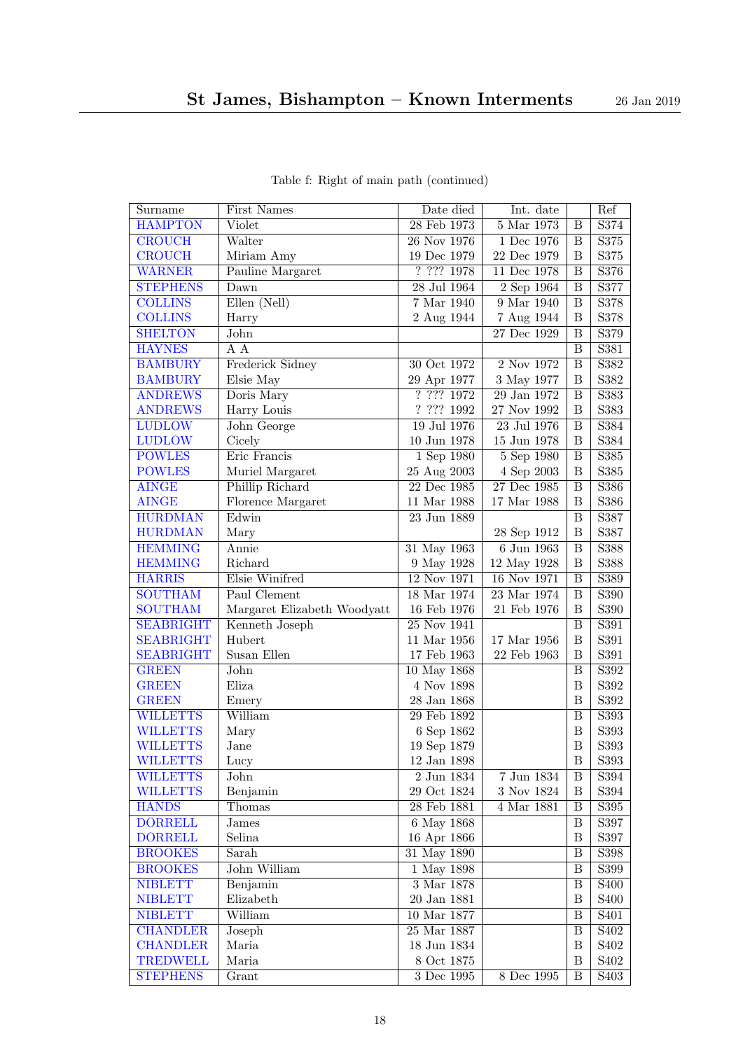Table f: Right of main path (continued)

| Surname | First Names | Date died | Int. date | | Ref |
|---|---|---|---|---|---|
| HAMPTON | Violet | 28 Feb 1973 | 5 Mar 1973 | B | S374 |
| CROUCH | Walter | 26 Nov 1976 | 1 Dec 1976 | B | S375 |
| CROUCH | Miriam Amy | 19 Dec 1979 | 22 Dec 1979 | B | S375 |
| WARNER | Pauline Margaret | ? ??? 1978 | 11 Dec 1978 | B | S376 |
| STEPHENS | Dawn | 28 Jul 1964 | 2 Sep 1964 | B | S377 |
| COLLINS | Ellen (Nell) | 7 Mar 1940 | 9 Mar 1940 | B | S378 |
| COLLINS | Harry | 2 Aug 1944 | 7 Aug 1944 | B | S378 |
| SHELTON | John | | 27 Dec 1929 | B | S379 |
| HAYNES | A A | | | B | S381 |
| BAMBURY | Frederick Sidney | 30 Oct 1972 | 2 Nov 1972 | B | S382 |
| BAMBURY | Elsie May | 29 Apr 1977 | 3 May 1977 | B | S382 |
| ANDREWS | Doris Mary | ? ??? 1972 | 29 Jan 1972 | B | S383 |
| ANDREWS | Harry Louis | ? ??? 1992 | 27 Nov 1992 | B | S383 |
| LUDLOW | John George | 19 Jul 1976 | 23 Jul 1976 | B | S384 |
| LUDLOW | Cicely | 10 Jun 1978 | 15 Jun 1978 | B | S384 |
| POWLES | Eric Francis | 1 Sep 1980 | 5 Sep 1980 | B | S385 |
| POWLES | Muriel Margaret | 25 Aug 2003 | 4 Sep 2003 | B | S385 |
| AINGE | Phillip Richard | 22 Dec 1985 | 27 Dec 1985 | B | S386 |
| AINGE | Florence Margaret | 11 Mar 1988 | 17 Mar 1988 | B | S386 |
| HURDMAN | Edwin | 23 Jun 1889 | | B | S387 |
| HURDMAN | Mary | | 28 Sep 1912 | B | S387 |
| HEMMING | Annie | 31 May 1963 | 6 Jun 1963 | B | S388 |
| HEMMING | Richard | 9 May 1928 | 12 May 1928 | B | S388 |
| HARRIS | Elsie Winifred | 12 Nov 1971 | 16 Nov 1971 | B | S389 |
| SOUTHAM | Paul Clement | 18 Mar 1974 | 23 Mar 1974 | B | S390 |
| SOUTHAM | Margaret Elizabeth Woodyatt | 16 Feb 1976 | 21 Feb 1976 | B | S390 |
| SEABRIGHT | Kenneth Joseph | 25 Nov 1941 | | B | S391 |
| SEABRIGHT | Hubert | 11 Mar 1956 | 17 Mar 1956 | B | S391 |
| SEABRIGHT | Susan Ellen | 17 Feb 1963 | 22 Feb 1963 | B | S391 |
| GREEN | John | 10 May 1868 | | B | S392 |
| GREEN | Eliza | 4 Nov 1898 | | B | S392 |
| GREEN | Emery | 28 Jan 1868 | | B | S392 |
| WILLETTS | William | 29 Feb 1892 | | B | S393 |
| WILLETTS | Mary | 6 Sep 1862 | | B | S393 |
| WILLETTS | Jane | 19 Sep 1879 | | B | S393 |
| WILLETTS | Lucy | 12 Jan 1898 | | B | S393 |
| WILLETTS | John | 2 Jun 1834 | 7 Jun 1834 | B | S394 |
| WILLETTS | Benjamin | 29 Oct 1824 | 3 Nov 1824 | B | S394 |
| HANDS | Thomas | 28 Feb 1881 | 4 Mar 1881 | B | S395 |
| DORRELL | James | 6 May 1868 | | B | S397 |
| DORRELL | Selina | 16 Apr 1866 | | B | S397 |
| BROOKES | Sarah | 31 May 1890 | | B | S398 |
| BROOKES | John William | 1 May 1898 | | B | S399 |
| NIBLETT | Benjamin | 3 Mar 1878 | | B | S400 |
| NIBLETT | Elizabeth | 20 Jan 1881 | | B | S400 |
| NIBLETT | William | 10 Mar 1877 | | B | S401 |
| CHANDLER | Joseph | 25 Mar 1887 | | B | S402 |
| CHANDLER | Maria | 18 Jun 1834 | | B | S402 |
| TREDWELL | Maria | 8 Oct 1875 | | B | S402 |
| STEPHENS | Grant | 3 Dec 1995 | 8 Dec 1995 | B | S403 |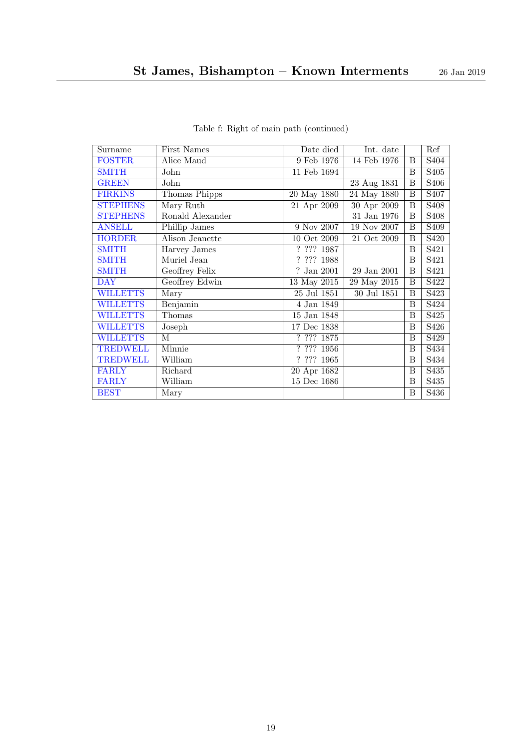Table f: Right of main path (continued)

| Surname | First Names | Date died | Int. date | | Ref |
|---|---|---|---|---|---|
| FOSTER | Alice Maud | 9 Feb 1976 | 14 Feb 1976 | B | S404 |
| SMITH | John | 11 Feb 1694 | | B | S405 |
| GREEN | John | | 23 Aug 1831 | B | S406 |
| FIRKINS | Thomas Phipps | 20 May 1880 | 24 May 1880 | B | S407 |
| STEPHENS | Mary Ruth | 21 Apr 2009 | 30 Apr 2009 | B | S408 |
| STEPHENS | Ronald Alexander | | 31 Jan 1976 | B | S408 |
| ANSELL | Phillip James | 9 Nov 2007 | 19 Nov 2007 | B | S409 |
| HORDER | Alison Jeanette | 10 Oct 2009 | 21 Oct 2009 | B | S420 |
| SMITH | Harvey James | ? ??? 1987 | | B | S421 |
| SMITH | Muriel Jean | ? ??? 1988 | | B | S421 |
| SMITH | Geoffrey Felix | ? Jan 2001 | 29 Jan 2001 | B | S421 |
| DAY | Geoffrey Edwin | 13 May 2015 | 29 May 2015 | B | S422 |
| WILLETTS | Mary | 25 Jul 1851 | 30 Jul 1851 | B | S423 |
| WILLETTS | Benjamin | 4 Jan 1849 | | B | S424 |
| WILLETTS | Thomas | 15 Jan 1848 | | B | S425 |
| WILLETTS | Joseph | 17 Dec 1838 | | B | S426 |
| WILLETTS | M | ? ??? 1875 | | B | S429 |
| TREDWELL | Minnie | ? ??? 1956 | | B | S434 |
| TREDWELL | William | ? ??? 1965 | | B | S434 |
| FARLY | Richard | 20 Apr 1682 | | B | S435 |
| FARLY | William | 15 Dec 1686 | | B | S435 |
| BEST | Mary | | | B | S436 |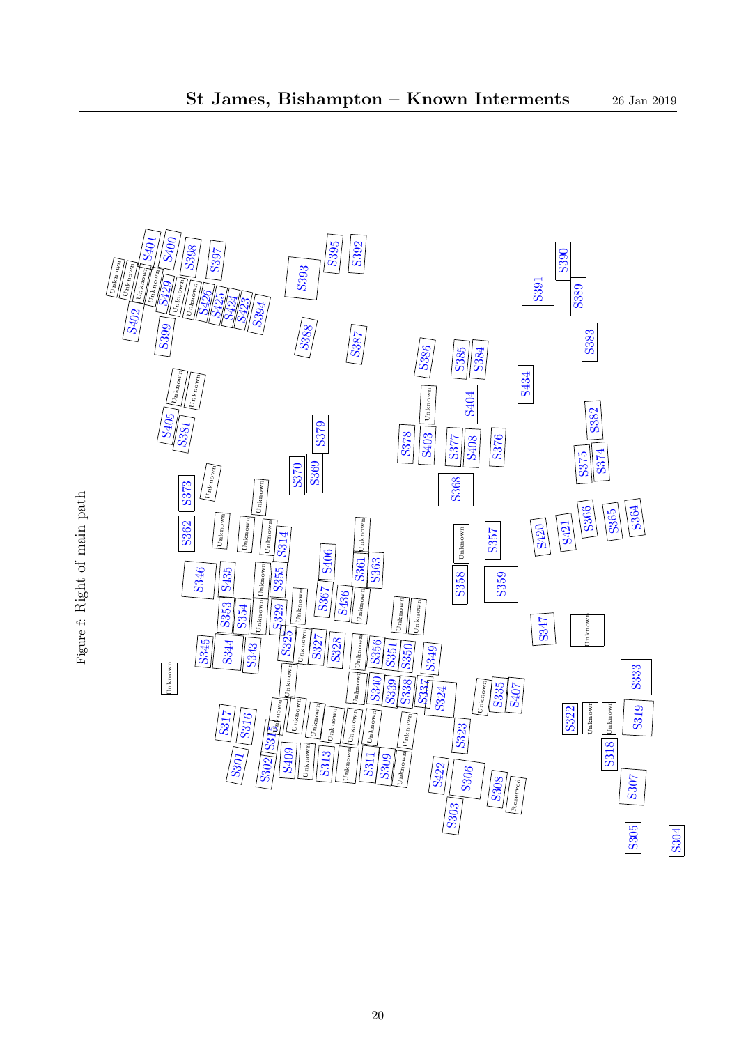Figure f: Right of main path

S401 S400 S398 S397 S395 S392 S393 S390 S391 S389
S402 S429 S426 S425 S424 S423 S394 S399 S388 S387 S383
S386 S385 S384 S434
S405 S381 S379 S404 S382
S378 S403 S377 S408 S376 S375 S374
S373 S370 S369 S368
S362 S314 S357 S420 S421 S366 S365 S364
S346 S435 S355 S406 S361 S363 S358 S359
S353 S354 S329 S367 S436 S347
S345 S344 S343 S325 S327 S328 S356 S351 S350 S349 S333
S340 S339 S338 S337 S324 S335 S407
S317 S316 S315 S322 S319
S301 S302 S409 S313 S311 S309 S323 S318
S422 S306 S308 S307
S303 S305 S304

Unknown Reserved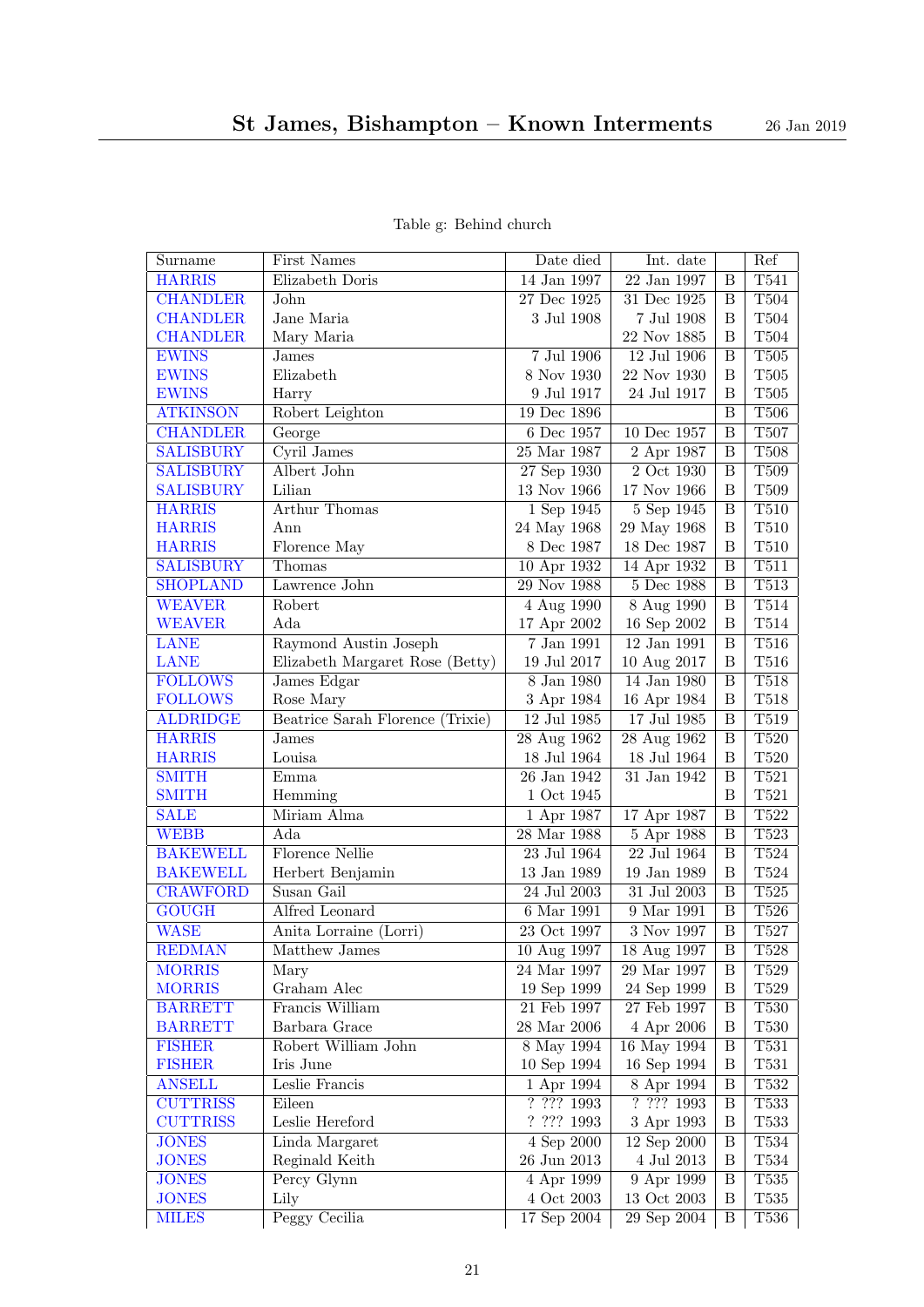Table g: Behind church

| Surname | First Names | Date died | Int. date | | Ref |
|---|---|---|---|---|---|
| HARRIS | Elizabeth Doris | 14 Jan 1997 | 22 Jan 1997 | B | T541 |
| CHANDLER | John | 27 Dec 1925 | 31 Dec 1925 | B | T504 |
| CHANDLER | Jane Maria | 3 Jul 1908 | 7 Jul 1908 | B | T504 |
| CHANDLER | Mary Maria | | 22 Nov 1885 | B | T504 |
| EWINS | James | 7 Jul 1906 | 12 Jul 1906 | B | T505 |
| EWINS | Elizabeth | 8 Nov 1930 | 22 Nov 1930 | B | T505 |
| EWINS | Harry | 9 Jul 1917 | 24 Jul 1917 | B | T505 |
| ATKINSON | Robert Leighton | 19 Dec 1896 | | B | T506 |
| CHANDLER | George | 6 Dec 1957 | 10 Dec 1957 | B | T507 |
| SALISBURY | Cyril James | 25 Mar 1987 | 2 Apr 1987 | B | T508 |
| SALISBURY | Albert John | 27 Sep 1930 | 2 Oct 1930 | B | T509 |
| SALISBURY | Lilian | 13 Nov 1966 | 17 Nov 1966 | B | T509 |
| HARRIS | Arthur Thomas | 1 Sep 1945 | 5 Sep 1945 | B | T510 |
| HARRIS | Ann | 24 May 1968 | 29 May 1968 | B | T510 |
| HARRIS | Florence May | 8 Dec 1987 | 18 Dec 1987 | B | T510 |
| SALISBURY | Thomas | 10 Apr 1932 | 14 Apr 1932 | B | T511 |
| SHOPLAND | Lawrence John | 29 Nov 1988 | 5 Dec 1988 | B | T513 |
| WEAVER | Robert | 4 Aug 1990 | 8 Aug 1990 | B | T514 |
| WEAVER | Ada | 17 Apr 2002 | 16 Sep 2002 | B | T514 |
| LANE | Raymond Austin Joseph | 7 Jan 1991 | 12 Jan 1991 | B | T516 |
| LANE | Elizabeth Margaret Rose (Betty) | 19 Jul 2017 | 10 Aug 2017 | B | T516 |
| FOLLOWS | James Edgar | 8 Jan 1980 | 14 Jan 1980 | B | T518 |
| FOLLOWS | Rose Mary | 3 Apr 1984 | 16 Apr 1984 | B | T518 |
| ALDRIDGE | Beatrice Sarah Florence (Trixie) | 12 Jul 1985 | 17 Jul 1985 | B | T519 |
| HARRIS | James | 28 Aug 1962 | 28 Aug 1962 | B | T520 |
| HARRIS | Louisa | 18 Jul 1964 | 18 Jul 1964 | B | T520 |
| SMITH | Emma | 26 Jan 1942 | 31 Jan 1942 | B | T521 |
| SMITH | Hemming | 1 Oct 1945 | | B | T521 |
| SALE | Miriam Alma | 1 Apr 1987 | 17 Apr 1987 | B | T522 |
| WEBB | Ada | 28 Mar 1988 | 5 Apr 1988 | B | T523 |
| BAKEWELL | Florence Nellie | 23 Jul 1964 | 22 Jul 1964 | B | T524 |
| BAKEWELL | Herbert Benjamin | 13 Jan 1989 | 19 Jan 1989 | B | T524 |
| CRAWFORD | Susan Gail | 24 Jul 2003 | 31 Jul 2003 | B | T525 |
| GOUGH | Alfred Leonard | 6 Mar 1991 | 9 Mar 1991 | B | T526 |
| WASE | Anita Lorraine (Lorri) | 23 Oct 1997 | 3 Nov 1997 | B | T527 |
| REDMAN | Matthew James | 10 Aug 1997 | 18 Aug 1997 | B | T528 |
| MORRIS | Mary | 24 Mar 1997 | 29 Mar 1997 | B | T529 |
| MORRIS | Graham Alec | 19 Sep 1999 | 24 Sep 1999 | B | T529 |
| BARRETT | Francis William | 21 Feb 1997 | 27 Feb 1997 | B | T530 |
| BARRETT | Barbara Grace | 28 Mar 2006 | 4 Apr 2006 | B | T530 |
| FISHER | Robert William John | 8 May 1994 | 16 May 1994 | B | T531 |
| FISHER | Iris June | 10 Sep 1994 | 16 Sep 1994 | B | T531 |
| ANSELL | Leslie Francis | 1 Apr 1994 | 8 Apr 1994 | B | T532 |
| CUTTRISS | Eileen | ? ??? 1993 | ? ??? 1993 | B | T533 |
| CUTTRISS | Leslie Hereford | ? ??? 1993 | 3 Apr 1993 | B | T533 |
| JONES | Linda Margaret | 4 Sep 2000 | 12 Sep 2000 | B | T534 |
| JONES | Reginald Keith | 26 Jun 2013 | 4 Jul 2013 | B | T534 |
| JONES | Percy Glynn | 4 Apr 1999 | 9 Apr 1999 | B | T535 |
| JONES | Lily | 4 Oct 2003 | 13 Oct 2003 | B | T535 |
| MILES | Peggy Cecilia | 17 Sep 2004 | 29 Sep 2004 | B | T536 |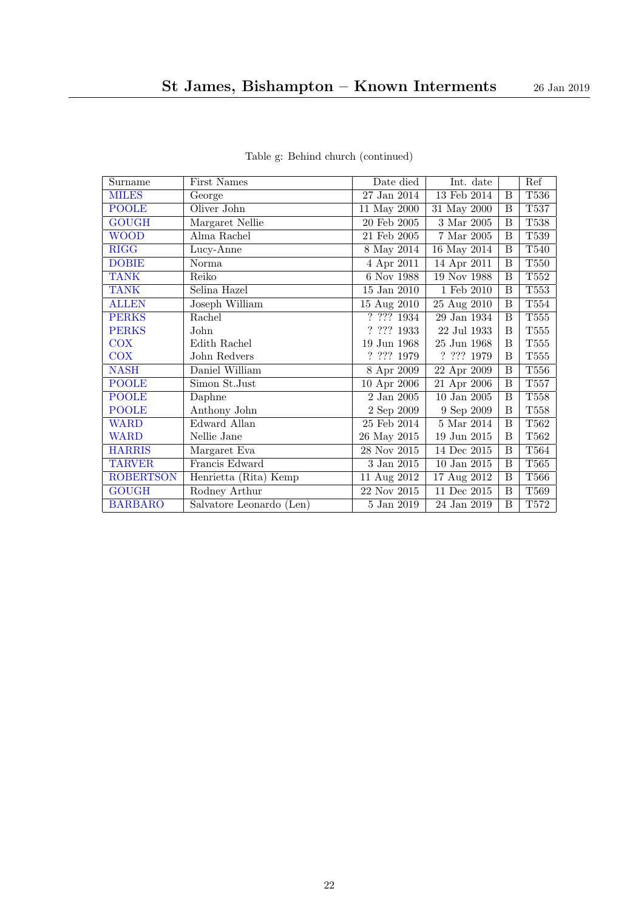Table g: Behind church (continued)

| Surname | First Names | Date died | Int. date | | Ref |
|---|---|---|---|---|---|
| MILES | George | 27 Jan 2014 | 13 Feb 2014 | B | T536 |
| POOLE | Oliver John | 11 May 2000 | 31 May 2000 | B | T537 |
| GOUGH | Margaret Nellie | 20 Feb 2005 | 3 Mar 2005 | B | T538 |
| WOOD | Alma Rachel | 21 Feb 2005 | 7 Mar 2005 | B | T539 |
| RIGG | Lucy-Anne | 8 May 2014 | 16 May 2014 | B | T540 |
| DOBIE | Norma | 4 Apr 2011 | 14 Apr 2011 | B | T550 |
| TANK | Reiko | 6 Nov 1988 | 19 Nov 1988 | B | T552 |
| TANK | Selina Hazel | 15 Jan 2010 | 1 Feb 2010 | B | T553 |
| ALLEN | Joseph William | 15 Aug 2010 | 25 Aug 2010 | B | T554 |
| PERKS | Rachel | ? ??? 1934 | 29 Jan 1934 | B | T555 |
| PERKS | John | ? ??? 1933 | 22 Jul 1933 | B | T555 |
| COX | Edith Rachel | 19 Jun 1968 | 25 Jun 1968 | B | T555 |
| COX | John Redvers | ? ??? 1979 | ? ??? 1979 | B | T555 |
| NASH | Daniel William | 8 Apr 2009 | 22 Apr 2009 | B | T556 |
| POOLE | Simon St.Just | 10 Apr 2006 | 21 Apr 2006 | B | T557 |
| POOLE | Daphne | 2 Jan 2005 | 10 Jan 2005 | B | T558 |
| POOLE | Anthony John | 2 Sep 2009 | 9 Sep 2009 | B | T558 |
| WARD | Edward Allan | 25 Feb 2014 | 5 Mar 2014 | B | T562 |
| WARD | Nellie Jane | 26 May 2015 | 19 Jun 2015 | B | T562 |
| HARRIS | Margaret Eva | 28 Nov 2015 | 14 Dec 2015 | B | T564 |
| TARVER | Francis Edward | 3 Jan 2015 | 10 Jan 2015 | B | T565 |
| ROBERTSON | Henrietta (Rita) Kemp | 11 Aug 2012 | 17 Aug 2012 | B | T566 |
| GOUGH | Rodney Arthur | 22 Nov 2015 | 11 Dec 2015 | B | T569 |
| BARBARO | Salvatore Leonardo (Len) | 5 Jan 2019 | 24 Jan 2019 | B | T572 |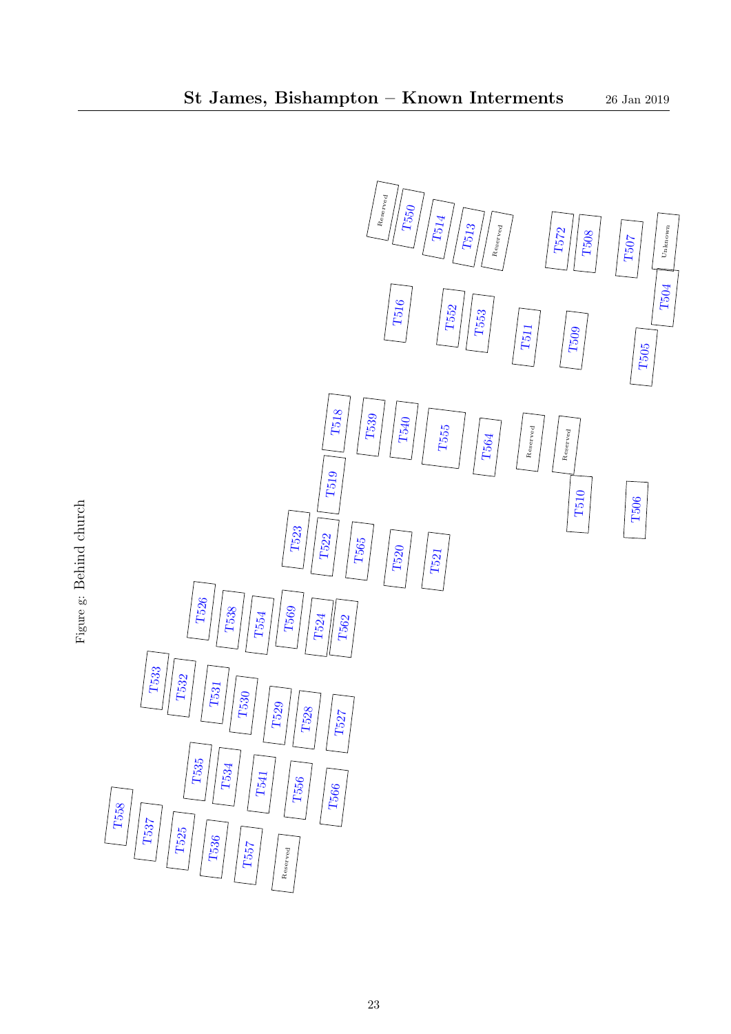Reserved
T550
T514
T513
Reserved
T572
T508
T507
Unknown
T504
T516
T552
T553
T511
T509
T505
T518
T539
T540
T555
T564
Reserved
Reserved
T519
T510
T506
T523
T522
T565
T520
T521
T526
T538
T554
T569
T524
T562
T533
T532
T531
T530
T529
T528
T527
T535
T534
T541
T556
T566
T558
T537
T525
T536
T557
Reserved

Figure g: Behind church